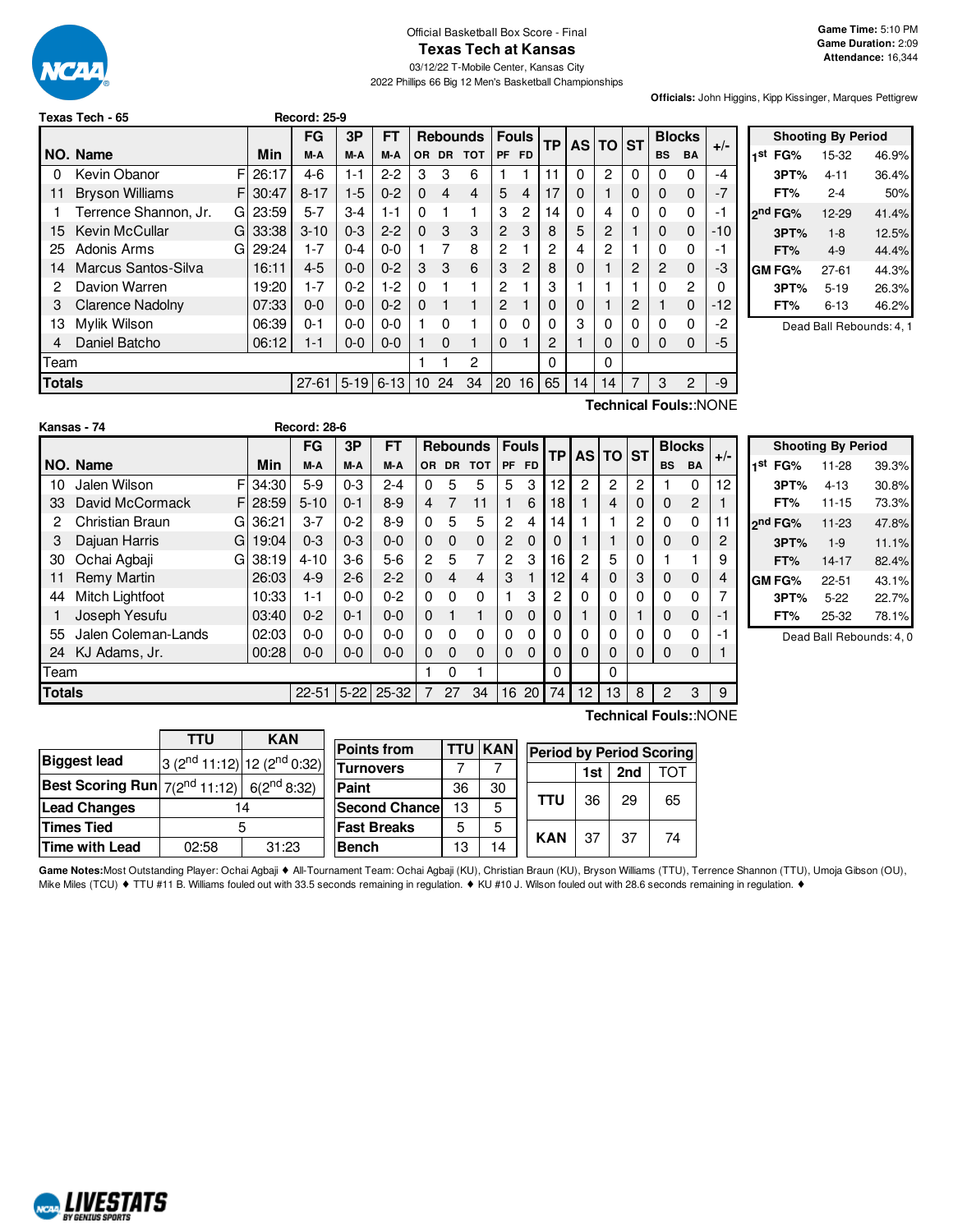Official Basketball Box Score - Final

# Texas Tech at Kansas

03/12/22 T-Mobile Center, Kansas City

2022 Phillips 66 Big 12 Men's Basketball Championships

**Game Time:** 5:10 PM
**Game Duration:** 2:09
**Attendance:** 16,344

**Officials:** John Higgins, Kipp Kissinger, Marques Pettigrew

## Texas Tech - 65 — Record: 25-9

| NO. | Name | | Min | FG M-A | 3P M-A | FT M-A | OR | DR | TOT | PF | FD | TP | AS | TO | ST | BS | BA | +/- |
|---|---|---|---|---|---|---|---|---|---|---|---|---|---|---|---|---|---|---|
| 0 | Kevin Obanor | F | 26:17 | 4-6 | 1-1 | 2-2 | 3 | 3 | 6 | 1 | 1 | 11 | 0 | 2 | 0 | 0 | 0 | -4 |
| 11 | Bryson Williams | F | 30:47 | 8-17 | 1-5 | 0-2 | 0 | 4 | 4 | 5 | 4 | 17 | 0 | 1 | 0 | 0 | 0 | -7 |
| 1 | Terrence Shannon, Jr. | G | 23:59 | 5-7 | 3-4 | 1-1 | 0 | 1 | 1 | 3 | 2 | 14 | 0 | 4 | 0 | 0 | 0 | -1 |
| 15 | Kevin McCullar | G | 33:38 | 3-10 | 0-3 | 2-2 | 0 | 3 | 3 | 2 | 3 | 8 | 5 | 2 | 1 | 0 | 0 | -10 |
| 25 | Adonis Arms | G | 29:24 | 1-7 | 0-4 | 0-0 | 1 | 7 | 8 | 2 | 1 | 2 | 4 | 2 | 1 | 0 | 0 | -1 |
| 14 | Marcus Santos-Silva | | 16:11 | 4-5 | 0-0 | 0-2 | 3 | 3 | 6 | 3 | 2 | 8 | 0 | 1 | 2 | 2 | 0 | -3 |
| 2 | Davion Warren | | 19:20 | 1-7 | 0-2 | 1-2 | 0 | 1 | 1 | 2 | 1 | 3 | 1 | 1 | 1 | 0 | 2 | 0 |
| 3 | Clarence Nadolny | | 07:33 | 0-0 | 0-0 | 0-2 | 0 | 1 | 1 | 2 | 1 | 0 | 0 | 1 | 2 | 1 | 0 | -12 |
| 13 | Mylik Wilson | | 06:39 | 0-1 | 0-0 | 0-0 | 1 | 0 | 1 | 0 | 0 | 0 | 3 | 0 | 0 | 0 | 0 | -2 |
| 4 | Daniel Batcho | | 06:12 | 1-1 | 0-0 | 0-0 | 1 | 0 | 1 | 0 | 1 | 2 | 1 | 0 | 0 | 0 | 0 | -5 |
| | Team | | | | | | 1 | 1 | 2 | | | 0 | | 0 | | | | |
| | **Totals** | | | 27-61 | 5-19 | 6-13 | 10 | 24 | 34 | 20 | 16 | 65 | 14 | 14 | 7 | 3 | 2 | -9 |

Technical Fouls::NONE

| Shooting By Period | | |
|---|---|---|
| 1st FG% | 15-32 | 46.9% |
| 3PT% | 4-11 | 36.4% |
| FT% | 2-4 | 50% |
| 2nd FG% | 12-29 | 41.4% |
| 3PT% | 1-8 | 12.5% |
| FT% | 4-9 | 44.4% |
| GM FG% | 27-61 | 44.3% |
| 3PT% | 5-19 | 26.3% |
| FT% | 6-13 | 46.2% |

Dead Ball Rebounds: 4, 1

## Kansas - 74 — Record: 28-6

| NO. | Name | | Min | FG M-A | 3P M-A | FT M-A | OR | DR | TOT | PF | FD | TP | AS | TO | ST | BS | BA | +/- |
|---|---|---|---|---|---|---|---|---|---|---|---|---|---|---|---|---|---|---|
| 10 | Jalen Wilson | F | 34:30 | 5-9 | 0-3 | 2-4 | 0 | 5 | 5 | 5 | 3 | 12 | 2 | 2 | 2 | 1 | 0 | 12 |
| 33 | David McCormack | F | 28:59 | 5-10 | 0-1 | 8-9 | 4 | 7 | 11 | 1 | 6 | 18 | 1 | 4 | 0 | 0 | 2 | 1 |
| 2 | Christian Braun | G | 36:21 | 3-7 | 0-2 | 8-9 | 0 | 5 | 5 | 2 | 4 | 14 | 1 | 1 | 2 | 0 | 0 | 11 |
| 3 | Dajuan Harris | G | 19:04 | 0-3 | 0-3 | 0-0 | 0 | 0 | 0 | 2 | 0 | 0 | 1 | 1 | 0 | 0 | 0 | 2 |
| 30 | Ochai Agbaji | G | 38:19 | 4-10 | 3-6 | 5-6 | 2 | 5 | 7 | 2 | 3 | 16 | 2 | 5 | 0 | 1 | 1 | 9 |
| 11 | Remy Martin | | 26:03 | 4-9 | 2-6 | 2-2 | 0 | 4 | 4 | 3 | 1 | 12 | 4 | 0 | 3 | 0 | 0 | 4 |
| 44 | Mitch Lightfoot | | 10:33 | 1-1 | 0-0 | 0-2 | 0 | 0 | 0 | 1 | 3 | 2 | 0 | 0 | 0 | 0 | 0 | 7 |
| 1 | Joseph Yesufu | | 03:40 | 0-2 | 0-1 | 0-0 | 0 | 1 | 1 | 0 | 0 | 0 | 1 | 0 | 1 | 0 | 0 | -1 |
| 55 | Jalen Coleman-Lands | | 02:03 | 0-0 | 0-0 | 0-0 | 0 | 0 | 0 | 0 | 0 | 0 | 0 | 0 | 0 | 0 | 0 | -1 |
| 24 | KJ Adams, Jr. | | 00:28 | 0-0 | 0-0 | 0-0 | 0 | 0 | 0 | 0 | 0 | 0 | 0 | 0 | 0 | 0 | 0 | 1 |
| | Team | | | | | | 1 | 0 | 1 | | | 0 | | 0 | | | | |
| | **Totals** | | | 22-51 | 5-22 | 25-32 | 7 | 27 | 34 | 16 | 20 | 74 | 12 | 13 | 8 | 2 | 3 | 9 |

Technical Fouls::NONE

| Shooting By Period | | |
|---|---|---|
| 1st FG% | 11-28 | 39.3% |
| 3PT% | 4-13 | 30.8% |
| FT% | 11-15 | 73.3% |
| 2nd FG% | 11-23 | 47.8% |
| 3PT% | 1-9 | 11.1% |
| FT% | 14-17 | 82.4% |
| GM FG% | 22-51 | 43.1% |
| 3PT% | 5-22 | 22.7% |
| FT% | 25-32 | 78.1% |

Dead Ball Rebounds: 4, 0

| | TTU | KAN |
|---|---|---|
| **Biggest lead** | 3 (2nd 11:12) | 12 (2nd 0:32) |
| **Best Scoring Run** | 7(2nd 11:12) | 6(2nd 8:32) |
| **Lead Changes** | 14 | |
| **Times Tied** | 5 | |
| **Time with Lead** | 02:58 | 31:23 |

| Points from | TTU | KAN |
|---|---|---|
| Turnovers | 7 | 7 |
| Paint | 36 | 30 |
| Second Chance | 13 | 5 |
| Fast Breaks | 5 | 5 |
| Bench | 13 | 14 |

| Period by Period Scoring | 1st | 2nd | TOT |
|---|---|---|---|
| TTU | 36 | 29 | 65 |
| KAN | 37 | 37 | 74 |

Game Notes:Most Outstanding Player: Ochai Agbaji ♦ All-Tournament Team: Ochai Agbaji (KU), Christian Braun (KU), Bryson Williams (TTU), Terrence Shannon (TTU), Umoja Gibson (OU), Mike Miles (TCU) ♦ TTU #11 B. Williams fouled out with 33.5 seconds remaining in regulation. ♦ KU #10 J. Wilson fouled out with 28.6 seconds remaining in regulation. ♦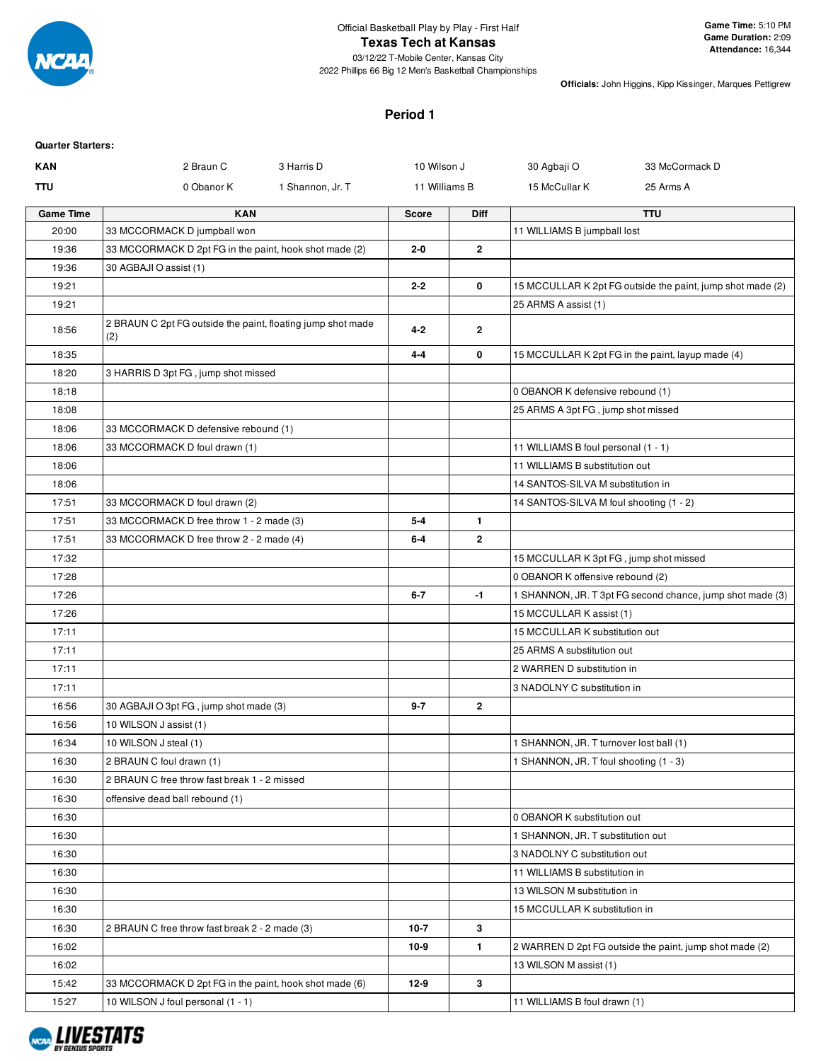Official Basketball Play by Play - First Half

# Texas Tech at Kansas

03/12/22 T-Mobile Center, Kansas City

2022 Phillips 66 Big 12 Men's Basketball Championships

**Game Time:** 5:10 PM
**Game Duration:** 2:09
**Attendance:** 16,344

**Officials:** John Higgins, Kipp Kissinger, Marques Pettigrew

## Period 1

**Quarter Starters:**

| | | | | | |
|---|---|---|---|---|---|
| **KAN** | 2 Braun C | 3 Harris D | 10 Wilson J | 30 Agbaji O | 33 McCormack D |
| **TTU** | 0 Obanor K | 1 Shannon, Jr. T | 11 Williams B | 15 McCullar K | 25 Arms A |

| Game Time | KAN | Score | Diff | TTU |
|---|---|---|---|---|
| 20:00 | 33 MCCORMACK D jumpball won | | | 11 WILLIAMS B jumpball lost |
| 19:36 | 33 MCCORMACK D 2pt FG in the paint, hook shot made (2) | 2-0 | 2 | |
| 19:36 | 30 AGBAJI O assist (1) | | | |
| 19:21 | | 2-2 | 0 | 15 MCCULLAR K 2pt FG outside the paint, jump shot made (2) |
| 19:21 | | | | 25 ARMS A assist (1) |
| 18:56 | 2 BRAUN C 2pt FG outside the paint, floating jump shot made (2) | 4-2 | 2 | |
| 18:35 | | 4-4 | 0 | 15 MCCULLAR K 2pt FG in the paint, layup made (4) |
| 18:20 | 3 HARRIS D 3pt FG , jump shot missed | | | |
| 18:18 | | | | 0 OBANOR K defensive rebound (1) |
| 18:08 | | | | 25 ARMS A 3pt FG , jump shot missed |
| 18:06 | 33 MCCORMACK D defensive rebound (1) | | | |
| 18:06 | 33 MCCORMACK D foul drawn (1) | | | 11 WILLIAMS B foul personal (1 - 1) |
| 18:06 | | | | 11 WILLIAMS B substitution out |
| 18:06 | | | | 14 SANTOS-SILVA M substitution in |
| 17:51 | 33 MCCORMACK D foul drawn (2) | | | 14 SANTOS-SILVA M foul shooting (1 - 2) |
| 17:51 | 33 MCCORMACK D free throw 1 - 2 made (3) | 5-4 | 1 | |
| 17:51 | 33 MCCORMACK D free throw 2 - 2 made (4) | 6-4 | 2 | |
| 17:32 | | | | 15 MCCULLAR K 3pt FG , jump shot missed |
| 17:28 | | | | 0 OBANOR K offensive rebound (2) |
| 17:26 | | 6-7 | -1 | 1 SHANNON, JR. T 3pt FG second chance, jump shot made (3) |
| 17:26 | | | | 15 MCCULLAR K assist (1) |
| 17:11 | | | | 15 MCCULLAR K substitution out |
| 17:11 | | | | 25 ARMS A substitution out |
| 17:11 | | | | 2 WARREN D substitution in |
| 17:11 | | | | 3 NADOLNY C substitution in |
| 16:56 | 30 AGBAJI O 3pt FG , jump shot made (3) | 9-7 | 2 | |
| 16:56 | 10 WILSON J assist (1) | | | |
| 16:34 | 10 WILSON J steal (1) | | | 1 SHANNON, JR. T turnover lost ball (1) |
| 16:30 | 2 BRAUN C foul drawn (1) | | | 1 SHANNON, JR. T foul shooting (1 - 3) |
| 16:30 | 2 BRAUN C free throw fast break 1 - 2 missed | | | |
| 16:30 | offensive dead ball rebound (1) | | | |
| 16:30 | | | | 0 OBANOR K substitution out |
| 16:30 | | | | 1 SHANNON, JR. T substitution out |
| 16:30 | | | | 3 NADOLNY C substitution out |
| 16:30 | | | | 11 WILLIAMS B substitution in |
| 16:30 | | | | 13 WILSON M substitution in |
| 16:30 | | | | 15 MCCULLAR K substitution in |
| 16:30 | 2 BRAUN C free throw fast break 2 - 2 made (3) | 10-7 | 3 | |
| 16:02 | | 10-9 | 1 | 2 WARREN D 2pt FG outside the paint, jump shot made (2) |
| 16:02 | | | | 13 WILSON M assist (1) |
| 15:42 | 33 MCCORMACK D 2pt FG in the paint, hook shot made (6) | 12-9 | 3 | |
| 15:27 | 10 WILSON J foul personal (1 - 1) | | | 11 WILLIAMS B foul drawn (1) |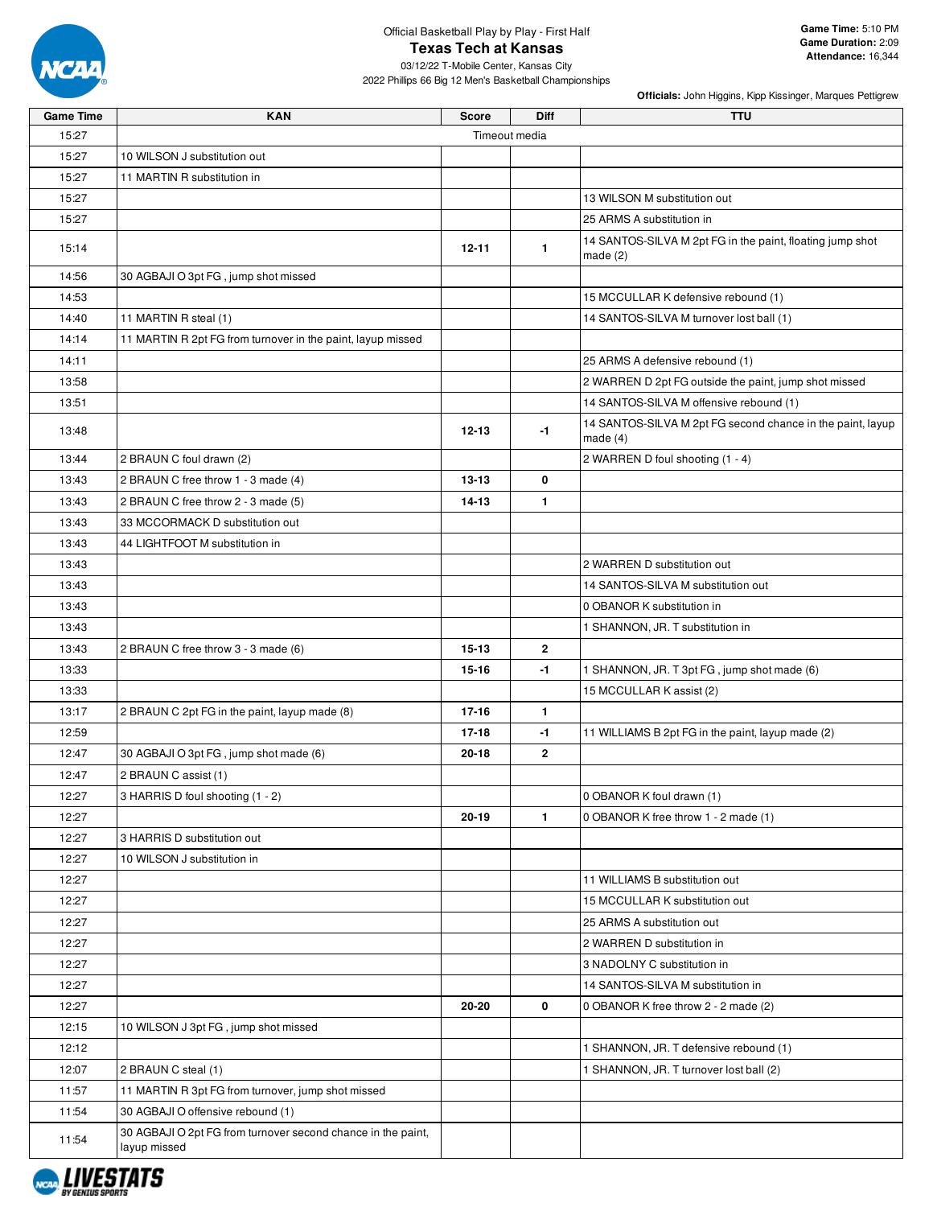Official Basketball Play by Play - First Half

# Texas Tech at Kansas

03/12/22 T-Mobile Center, Kansas City

2022 Phillips 66 Big 12 Men's Basketball Championships

**Game Time:** 5:10 PM
**Game Duration:** 2:09
**Attendance:** 16,344

**Officials:** John Higgins, Kipp Kissinger, Marques Pettigrew

| Game Time | KAN | Score | Diff | TTU |
|---|---|---|---|---|
| 15:27 | | Timeout media | | |
| 15:27 | 10 WILSON J substitution out | | | |
| 15:27 | 11 MARTIN R substitution in | | | |
| 15:27 | | | | 13 WILSON M substitution out |
| 15:27 | | | | 25 ARMS A substitution in |
| 15:14 | | 12-11 | 1 | 14 SANTOS-SILVA M 2pt FG in the paint, floating jump shot made (2) |
| 14:56 | 30 AGBAJI O 3pt FG , jump shot missed | | | |
| 14:53 | | | | 15 MCCULLAR K defensive rebound (1) |
| 14:40 | 11 MARTIN R steal (1) | | | 14 SANTOS-SILVA M turnover lost ball (1) |
| 14:14 | 11 MARTIN R 2pt FG from turnover in the paint, layup missed | | | |
| 14:11 | | | | 25 ARMS A defensive rebound (1) |
| 13:58 | | | | 2 WARREN D 2pt FG outside the paint, jump shot missed |
| 13:51 | | | | 14 SANTOS-SILVA M offensive rebound (1) |
| 13:48 | | 12-13 | -1 | 14 SANTOS-SILVA M 2pt FG second chance in the paint, layup made (4) |
| 13:44 | 2 BRAUN C foul drawn (2) | | | 2 WARREN D foul shooting (1 - 4) |
| 13:43 | 2 BRAUN C free throw 1 - 3 made (4) | 13-13 | 0 | |
| 13:43 | 2 BRAUN C free throw 2 - 3 made (5) | 14-13 | 1 | |
| 13:43 | 33 MCCORMACK D substitution out | | | |
| 13:43 | 44 LIGHTFOOT M substitution in | | | |
| 13:43 | | | | 2 WARREN D substitution out |
| 13:43 | | | | 14 SANTOS-SILVA M substitution out |
| 13:43 | | | | 0 OBANOR K substitution in |
| 13:43 | | | | 1 SHANNON, JR. T substitution in |
| 13:43 | 2 BRAUN C free throw 3 - 3 made (6) | 15-13 | 2 | |
| 13:33 | | 15-16 | -1 | 1 SHANNON, JR. T 3pt FG , jump shot made (6) |
| 13:33 | | | | 15 MCCULLAR K assist (2) |
| 13:17 | 2 BRAUN C 2pt FG in the paint, layup made (8) | 17-16 | 1 | |
| 12:59 | | 17-18 | -1 | 11 WILLIAMS B 2pt FG in the paint, layup made (2) |
| 12:47 | 30 AGBAJI O 3pt FG , jump shot made (6) | 20-18 | 2 | |
| 12:47 | 2 BRAUN C assist (1) | | | |
| 12:27 | 3 HARRIS D foul shooting (1 - 2) | | | 0 OBANOR K foul drawn (1) |
| 12:27 | | 20-19 | 1 | 0 OBANOR K free throw 1 - 2 made (1) |
| 12:27 | 3 HARRIS D substitution out | | | |
| 12:27 | 10 WILSON J substitution in | | | |
| 12:27 | | | | 11 WILLIAMS B substitution out |
| 12:27 | | | | 15 MCCULLAR K substitution out |
| 12:27 | | | | 25 ARMS A substitution out |
| 12:27 | | | | 2 WARREN D substitution in |
| 12:27 | | | | 3 NADOLNY C substitution in |
| 12:27 | | | | 14 SANTOS-SILVA M substitution in |
| 12:27 | | 20-20 | 0 | 0 OBANOR K free throw 2 - 2 made (2) |
| 12:15 | 10 WILSON J 3pt FG , jump shot missed | | | |
| 12:12 | | | | 1 SHANNON, JR. T defensive rebound (1) |
| 12:07 | 2 BRAUN C steal (1) | | | 1 SHANNON, JR. T turnover lost ball (2) |
| 11:57 | 11 MARTIN R 3pt FG from turnover, jump shot missed | | | |
| 11:54 | 30 AGBAJI O offensive rebound (1) | | | |
| 11:54 | 30 AGBAJI O 2pt FG from turnover second chance in the paint, layup missed | | | |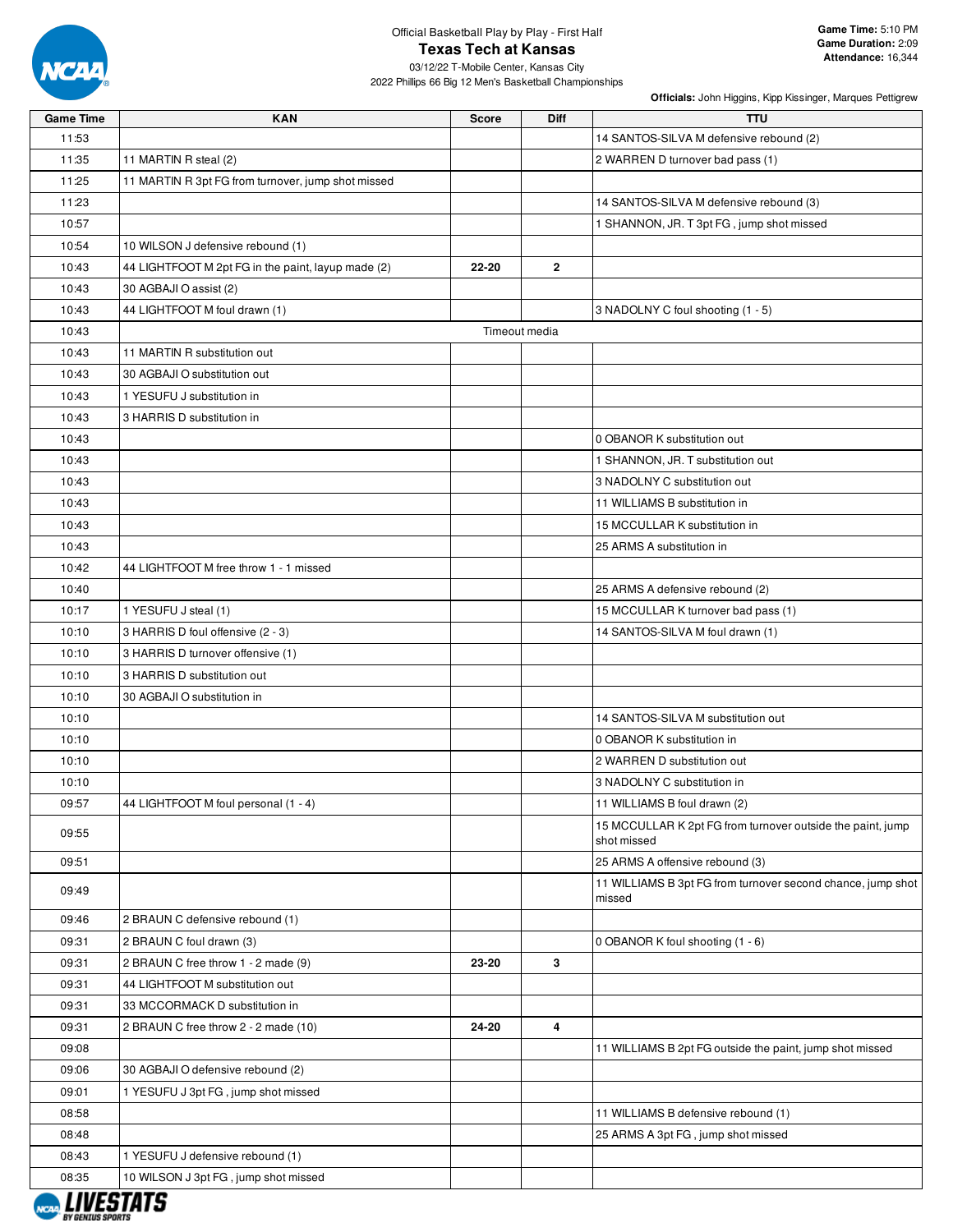Official Basketball Play by Play - First Half

# Texas Tech at Kansas

03/12/22 T-Mobile Center, Kansas City
2022 Phillips 66 Big 12 Men's Basketball Championships

**Game Time:** 5:10 PM
**Game Duration:** 2:09
**Attendance:** 16,344

**Officials:** John Higgins, Kipp Kissinger, Marques Pettigrew

| Game Time | KAN | Score | Diff | TTU |
|---|---|---|---|---|
| 11:53 | | | | 14 SANTOS-SILVA M defensive rebound (2) |
| 11:35 | 11 MARTIN R steal (2) | | | 2 WARREN D turnover bad pass (1) |
| 11:25 | 11 MARTIN R 3pt FG from turnover, jump shot missed | | | |
| 11:23 | | | | 14 SANTOS-SILVA M defensive rebound (3) |
| 10:57 | | | | 1 SHANNON, JR. T 3pt FG , jump shot missed |
| 10:54 | 10 WILSON J defensive rebound (1) | | | |
| 10:43 | 44 LIGHTFOOT M 2pt FG in the paint, layup made (2) | 22-20 | 2 | |
| 10:43 | 30 AGBAJI O assist (2) | | | |
| 10:43 | 44 LIGHTFOOT M foul drawn (1) | | | 3 NADOLNY C foul shooting (1 - 5) |
| 10:43 | | Timeout media | | |
| 10:43 | 11 MARTIN R substitution out | | | |
| 10:43 | 30 AGBAJI O substitution out | | | |
| 10:43 | 1 YESUFU J substitution in | | | |
| 10:43 | 3 HARRIS D substitution in | | | |
| 10:43 | | | | 0 OBANOR K substitution out |
| 10:43 | | | | 1 SHANNON, JR. T substitution out |
| 10:43 | | | | 3 NADOLNY C substitution out |
| 10:43 | | | | 11 WILLIAMS B substitution in |
| 10:43 | | | | 15 MCCULLAR K substitution in |
| 10:43 | | | | 25 ARMS A substitution in |
| 10:42 | 44 LIGHTFOOT M free throw 1 - 1 missed | | | |
| 10:40 | | | | 25 ARMS A defensive rebound (2) |
| 10:17 | 1 YESUFU J steal (1) | | | 15 MCCULLAR K turnover bad pass (1) |
| 10:10 | 3 HARRIS D foul offensive (2 - 3) | | | 14 SANTOS-SILVA M foul drawn (1) |
| 10:10 | 3 HARRIS D turnover offensive (1) | | | |
| 10:10 | 3 HARRIS D substitution out | | | |
| 10:10 | 30 AGBAJI O substitution in | | | |
| 10:10 | | | | 14 SANTOS-SILVA M substitution out |
| 10:10 | | | | 0 OBANOR K substitution in |
| 10:10 | | | | 2 WARREN D substitution out |
| 10:10 | | | | 3 NADOLNY C substitution in |
| 09:57 | 44 LIGHTFOOT M foul personal (1 - 4) | | | 11 WILLIAMS B foul drawn (2) |
| 09:55 | | | | 15 MCCULLAR K 2pt FG from turnover outside the paint, jump shot missed |
| 09:51 | | | | 25 ARMS A offensive rebound (3) |
| 09:49 | | | | 11 WILLIAMS B 3pt FG from turnover second chance, jump shot missed |
| 09:46 | 2 BRAUN C defensive rebound (1) | | | |
| 09:31 | 2 BRAUN C foul drawn (3) | | | 0 OBANOR K foul shooting (1 - 6) |
| 09:31 | 2 BRAUN C free throw 1 - 2 made (9) | 23-20 | 3 | |
| 09:31 | 44 LIGHTFOOT M substitution out | | | |
| 09:31 | 33 MCCORMACK D substitution in | | | |
| 09:31 | 2 BRAUN C free throw 2 - 2 made (10) | 24-20 | 4 | |
| 09:08 | | | | 11 WILLIAMS B 2pt FG outside the paint, jump shot missed |
| 09:06 | 30 AGBAJI O defensive rebound (2) | | | |
| 09:01 | 1 YESUFU J 3pt FG , jump shot missed | | | |
| 08:58 | | | | 11 WILLIAMS B defensive rebound (1) |
| 08:48 | | | | 25 ARMS A 3pt FG , jump shot missed |
| 08:43 | 1 YESUFU J defensive rebound (1) | | | |
| 08:35 | 10 WILSON J 3pt FG , jump shot missed | | | |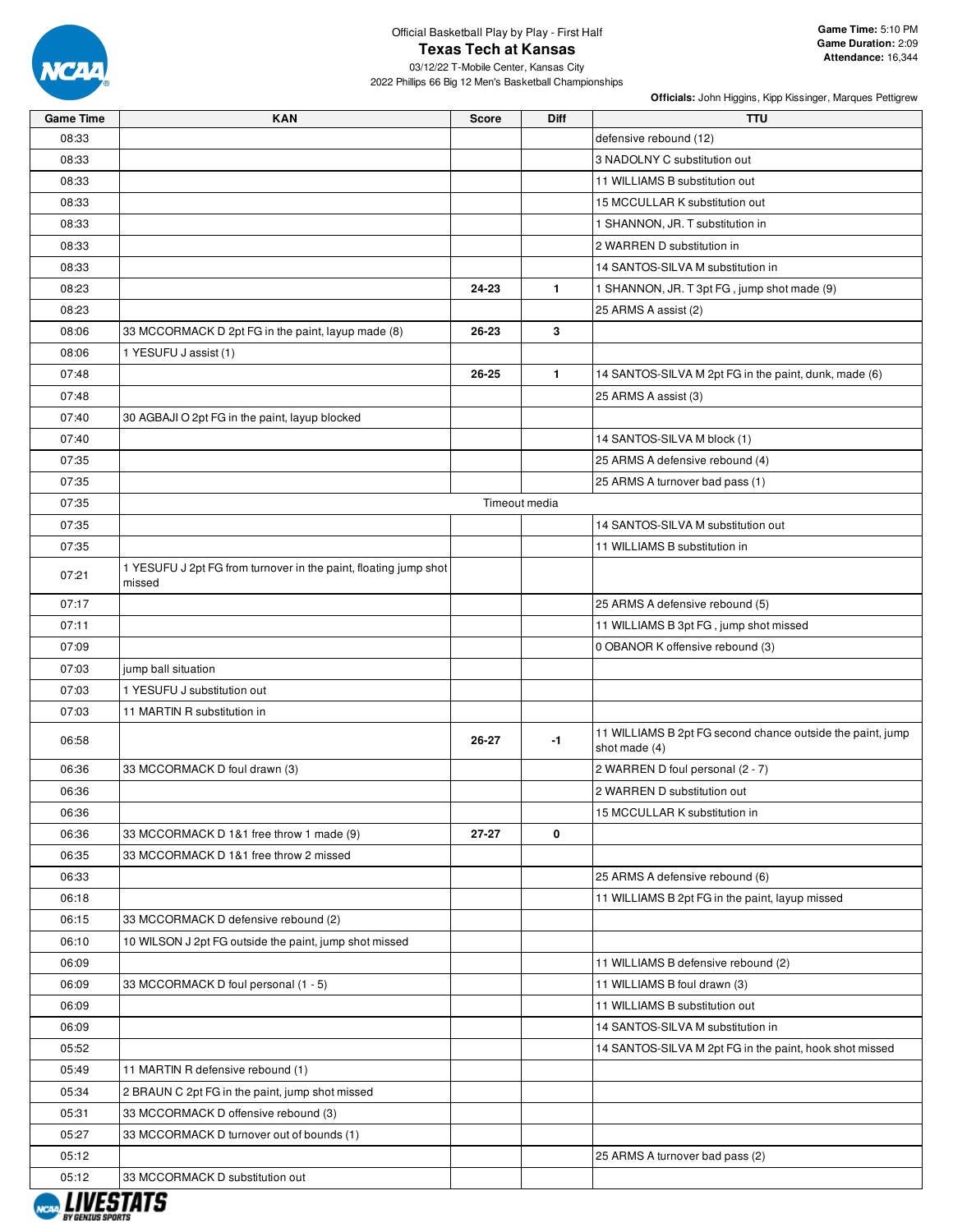Official Basketball Play by Play - First Half

# Texas Tech at Kansas

03/12/22 T-Mobile Center, Kansas City

2022 Phillips 66 Big 12 Men's Basketball Championships

**Game Time:** 5:10 PM
**Game Duration:** 2:09
**Attendance:** 16,344

**Officials:** John Higgins, Kipp Kissinger, Marques Pettigrew

| Game Time | KAN | Score | Diff | TTU |
|---|---|---|---|---|
| 08:33 | | | | defensive rebound (12) |
| 08:33 | | | | 3 NADOLNY C substitution out |
| 08:33 | | | | 11 WILLIAMS B substitution out |
| 08:33 | | | | 15 MCCULLAR K substitution out |
| 08:33 | | | | 1 SHANNON, JR. T substitution in |
| 08:33 | | | | 2 WARREN D substitution in |
| 08:33 | | | | 14 SANTOS-SILVA M substitution in |
| 08:23 | | **24-23** | **1** | 1 SHANNON, JR. T 3pt FG , jump shot made (9) |
| 08:23 | | | | 25 ARMS A assist (2) |
| 08:06 | 33 MCCORMACK D 2pt FG in the paint, layup made (8) | **26-23** | **3** | |
| 08:06 | 1 YESUFU J assist (1) | | | |
| 07:48 | | **26-25** | **1** | 14 SANTOS-SILVA M 2pt FG in the paint, dunk, made (6) |
| 07:48 | | | | 25 ARMS A assist (3) |
| 07:40 | 30 AGBAJI O 2pt FG in the paint, layup blocked | | | |
| 07:40 | | | | 14 SANTOS-SILVA M block (1) |
| 07:35 | | | | 25 ARMS A defensive rebound (4) |
| 07:35 | | | | 25 ARMS A turnover bad pass (1) |
| 07:35 | Timeout media | | | |
| 07:35 | | | | 14 SANTOS-SILVA M substitution out |
| 07:35 | | | | 11 WILLIAMS B substitution in |
| 07:21 | 1 YESUFU J 2pt FG from turnover in the paint, floating jump shot missed | | | |
| 07:17 | | | | 25 ARMS A defensive rebound (5) |
| 07:11 | | | | 11 WILLIAMS B 3pt FG , jump shot missed |
| 07:09 | | | | 0 OBANOR K offensive rebound (3) |
| 07:03 | jump ball situation | | | |
| 07:03 | 1 YESUFU J substitution out | | | |
| 07:03 | 11 MARTIN R substitution in | | | |
| 06:58 | | **26-27** | **-1** | 11 WILLIAMS B 2pt FG second chance outside the paint, jump shot made (4) |
| 06:36 | 33 MCCORMACK D foul drawn (3) | | | 2 WARREN D foul personal (2 - 7) |
| 06:36 | | | | 2 WARREN D substitution out |
| 06:36 | | | | 15 MCCULLAR K substitution in |
| 06:36 | 33 MCCORMACK D 1&1 free throw 1 made (9) | **27-27** | **0** | |
| 06:35 | 33 MCCORMACK D 1&1 free throw 2 missed | | | |
| 06:33 | | | | 25 ARMS A defensive rebound (6) |
| 06:18 | | | | 11 WILLIAMS B 2pt FG in the paint, layup missed |
| 06:15 | 33 MCCORMACK D defensive rebound (2) | | | |
| 06:10 | 10 WILSON J 2pt FG outside the paint, jump shot missed | | | |
| 06:09 | | | | 11 WILLIAMS B defensive rebound (2) |
| 06:09 | 33 MCCORMACK D foul personal (1 - 5) | | | 11 WILLIAMS B foul drawn (3) |
| 06:09 | | | | 11 WILLIAMS B substitution out |
| 06:09 | | | | 14 SANTOS-SILVA M substitution in |
| 05:52 | | | | 14 SANTOS-SILVA M 2pt FG in the paint, hook shot missed |
| 05:49 | 11 MARTIN R defensive rebound (1) | | | |
| 05:34 | 2 BRAUN C 2pt FG in the paint, jump shot missed | | | |
| 05:31 | 33 MCCORMACK D offensive rebound (3) | | | |
| 05:27 | 33 MCCORMACK D turnover out of bounds (1) | | | |
| 05:12 | | | | 25 ARMS A turnover bad pass (2) |
| 05:12 | 33 MCCORMACK D substitution out | | | |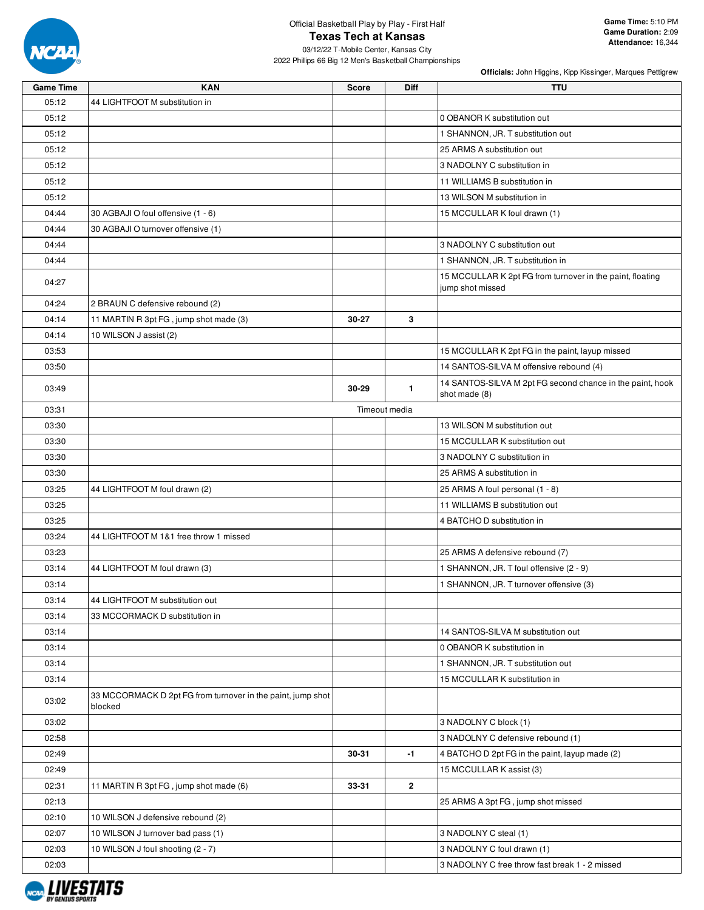Official Basketball Play by Play - First Half

# Texas Tech at Kansas

03/12/22 T-Mobile Center, Kansas City

2022 Phillips 66 Big 12 Men's Basketball Championships

**Game Time:** 5:10 PM
**Game Duration:** 2:09
**Attendance:** 16,344

**Officials:** John Higgins, Kipp Kissinger, Marques Pettigrew

| Game Time | KAN | Score | Diff | TTU |
|---|---|---|---|---|
| 05:12 | 44 LIGHTFOOT M substitution in | | | |
| 05:12 | | | | 0 OBANOR K substitution out |
| 05:12 | | | | 1 SHANNON, JR. T substitution out |
| 05:12 | | | | 25 ARMS A substitution out |
| 05:12 | | | | 3 NADOLNY C substitution in |
| 05:12 | | | | 11 WILLIAMS B substitution in |
| 05:12 | | | | 13 WILSON M substitution in |
| 04:44 | 30 AGBAJI O foul offensive (1 - 6) | | | 15 MCCULLAR K foul drawn (1) |
| 04:44 | 30 AGBAJI O turnover offensive (1) | | | |
| 04:44 | | | | 3 NADOLNY C substitution out |
| 04:44 | | | | 1 SHANNON, JR. T substitution in |
| 04:27 | | | | 15 MCCULLAR K 2pt FG from turnover in the paint, floating jump shot missed |
| 04:24 | 2 BRAUN C defensive rebound (2) | | | |
| 04:14 | 11 MARTIN R 3pt FG , jump shot made (3) | 30-27 | 3 | |
| 04:14 | 10 WILSON J assist (2) | | | |
| 03:53 | | | | 15 MCCULLAR K 2pt FG in the paint, layup missed |
| 03:50 | | | | 14 SANTOS-SILVA M offensive rebound (4) |
| 03:49 | | 30-29 | 1 | 14 SANTOS-SILVA M 2pt FG second chance in the paint, hook shot made (8) |
| 03:31 | Timeout media | | | |
| 03:30 | | | | 13 WILSON M substitution out |
| 03:30 | | | | 15 MCCULLAR K substitution out |
| 03:30 | | | | 3 NADOLNY C substitution in |
| 03:30 | | | | 25 ARMS A substitution in |
| 03:25 | 44 LIGHTFOOT M foul drawn (2) | | | 25 ARMS A foul personal (1 - 8) |
| 03:25 | | | | 11 WILLIAMS B substitution out |
| 03:25 | | | | 4 BATCHO D substitution in |
| 03:24 | 44 LIGHTFOOT M 1&1 free throw 1 missed | | | |
| 03:23 | | | | 25 ARMS A defensive rebound (7) |
| 03:14 | 44 LIGHTFOOT M foul drawn (3) | | | 1 SHANNON, JR. T foul offensive (2 - 9) |
| 03:14 | | | | 1 SHANNON, JR. T turnover offensive (3) |
| 03:14 | 44 LIGHTFOOT M substitution out | | | |
| 03:14 | 33 MCCORMACK D substitution in | | | |
| 03:14 | | | | 14 SANTOS-SILVA M substitution out |
| 03:14 | | | | 0 OBANOR K substitution in |
| 03:14 | | | | 1 SHANNON, JR. T substitution out |
| 03:14 | | | | 15 MCCULLAR K substitution in |
| 03:02 | 33 MCCORMACK D 2pt FG from turnover in the paint, jump shot blocked | | | |
| 03:02 | | | | 3 NADOLNY C block (1) |
| 02:58 | | | | 3 NADOLNY C defensive rebound (1) |
| 02:49 | | 30-31 | -1 | 4 BATCHO D 2pt FG in the paint, layup made (2) |
| 02:49 | | | | 15 MCCULLAR K assist (3) |
| 02:31 | 11 MARTIN R 3pt FG , jump shot made (6) | 33-31 | 2 | |
| 02:13 | | | | 25 ARMS A 3pt FG , jump shot missed |
| 02:10 | 10 WILSON J defensive rebound (2) | | | |
| 02:07 | 10 WILSON J turnover bad pass (1) | | | 3 NADOLNY C steal (1) |
| 02:03 | 10 WILSON J foul shooting (2 - 7) | | | 3 NADOLNY C foul drawn (1) |
| 02:03 | | | | 3 NADOLNY C free throw fast break 1 - 2 missed |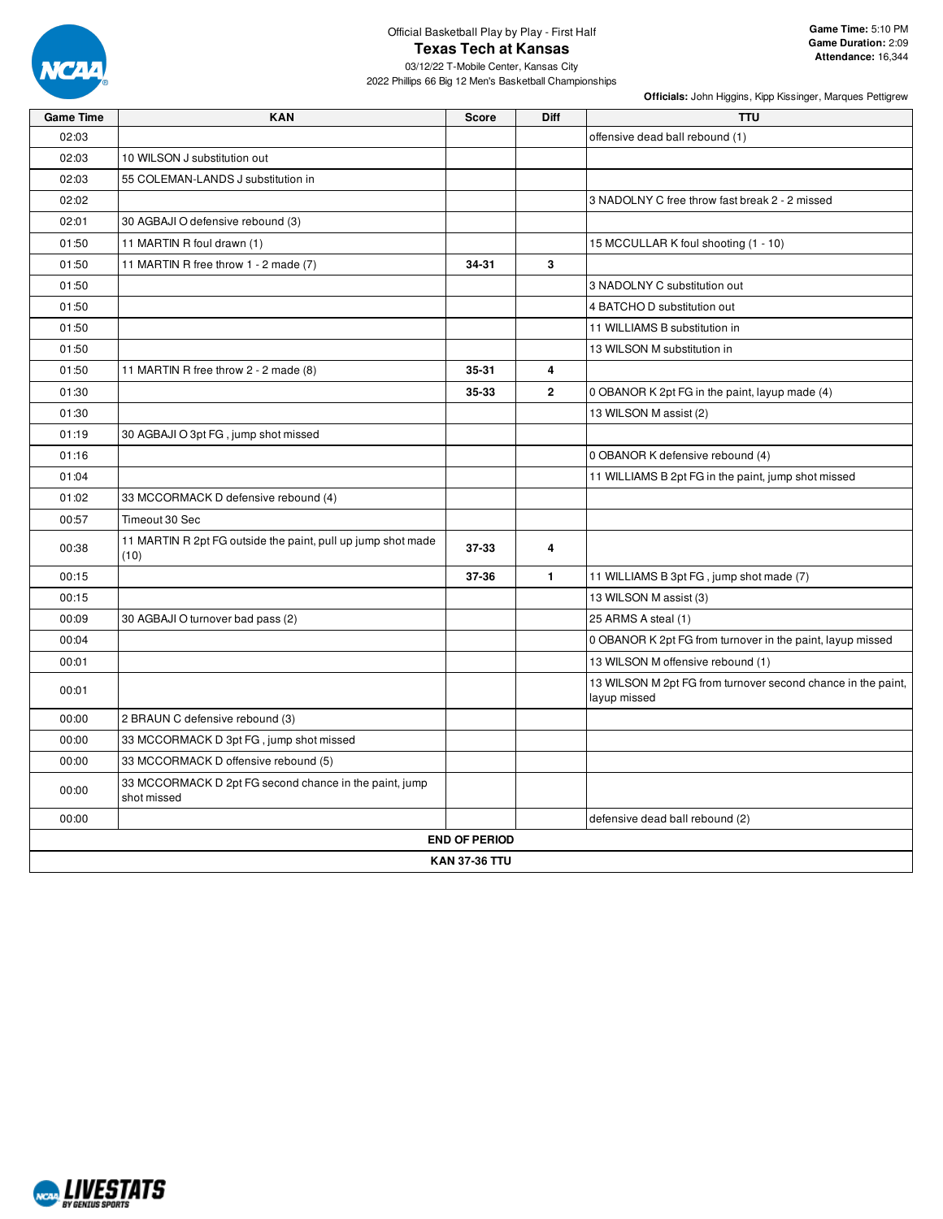Official Basketball Play by Play - First Half

# Texas Tech at Kansas

03/12/22 T-Mobile Center, Kansas City

2022 Phillips 66 Big 12 Men's Basketball Championships

**Game Time:** 5:10 PM
**Game Duration:** 2:09
**Attendance:** 16,344

**Officials:** John Higgins, Kipp Kissinger, Marques Pettigrew

| Game Time | KAN | Score | Diff | TTU |
|---|---|---|---|---|
| 02:03 | | | | offensive dead ball rebound (1) |
| 02:03 | 10 WILSON J substitution out | | | |
| 02:03 | 55 COLEMAN-LANDS J substitution in | | | |
| 02:02 | | | | 3 NADOLNY C free throw fast break 2 - 2 missed |
| 02:01 | 30 AGBAJI O defensive rebound (3) | | | |
| 01:50 | 11 MARTIN R foul drawn (1) | | | 15 MCCULLAR K foul shooting (1 - 10) |
| 01:50 | 11 MARTIN R free throw 1 - 2 made (7) | 34-31 | 3 | |
| 01:50 | | | | 3 NADOLNY C substitution out |
| 01:50 | | | | 4 BATCHO D substitution out |
| 01:50 | | | | 11 WILLIAMS B substitution in |
| 01:50 | | | | 13 WILSON M substitution in |
| 01:50 | 11 MARTIN R free throw 2 - 2 made (8) | 35-31 | 4 | |
| 01:30 | | 35-33 | 2 | 0 OBANOR K 2pt FG in the paint, layup made (4) |
| 01:30 | | | | 13 WILSON M assist (2) |
| 01:19 | 30 AGBAJI O 3pt FG , jump shot missed | | | |
| 01:16 | | | | 0 OBANOR K defensive rebound (4) |
| 01:04 | | | | 11 WILLIAMS B 2pt FG in the paint, jump shot missed |
| 01:02 | 33 MCCORMACK D defensive rebound (4) | | | |
| 00:57 | Timeout 30 Sec | | | |
| 00:38 | 11 MARTIN R 2pt FG outside the paint, pull up jump shot made (10) | 37-33 | 4 | |
| 00:15 | | 37-36 | 1 | 11 WILLIAMS B 3pt FG , jump shot made (7) |
| 00:15 | | | | 13 WILSON M assist (3) |
| 00:09 | 30 AGBAJI O turnover bad pass (2) | | | 25 ARMS A steal (1) |
| 00:04 | | | | 0 OBANOR K 2pt FG from turnover in the paint, layup missed |
| 00:01 | | | | 13 WILSON M offensive rebound (1) |
| 00:01 | | | | 13 WILSON M 2pt FG from turnover second chance in the paint, layup missed |
| 00:00 | 2 BRAUN C defensive rebound (3) | | | |
| 00:00 | 33 MCCORMACK D 3pt FG , jump shot missed | | | |
| 00:00 | 33 MCCORMACK D offensive rebound (5) | | | |
| 00:00 | 33 MCCORMACK D 2pt FG second chance in the paint, jump shot missed | | | |
| 00:00 | | | | defensive dead ball rebound (2) |

**END OF PERIOD**

**KAN 37-36 TTU**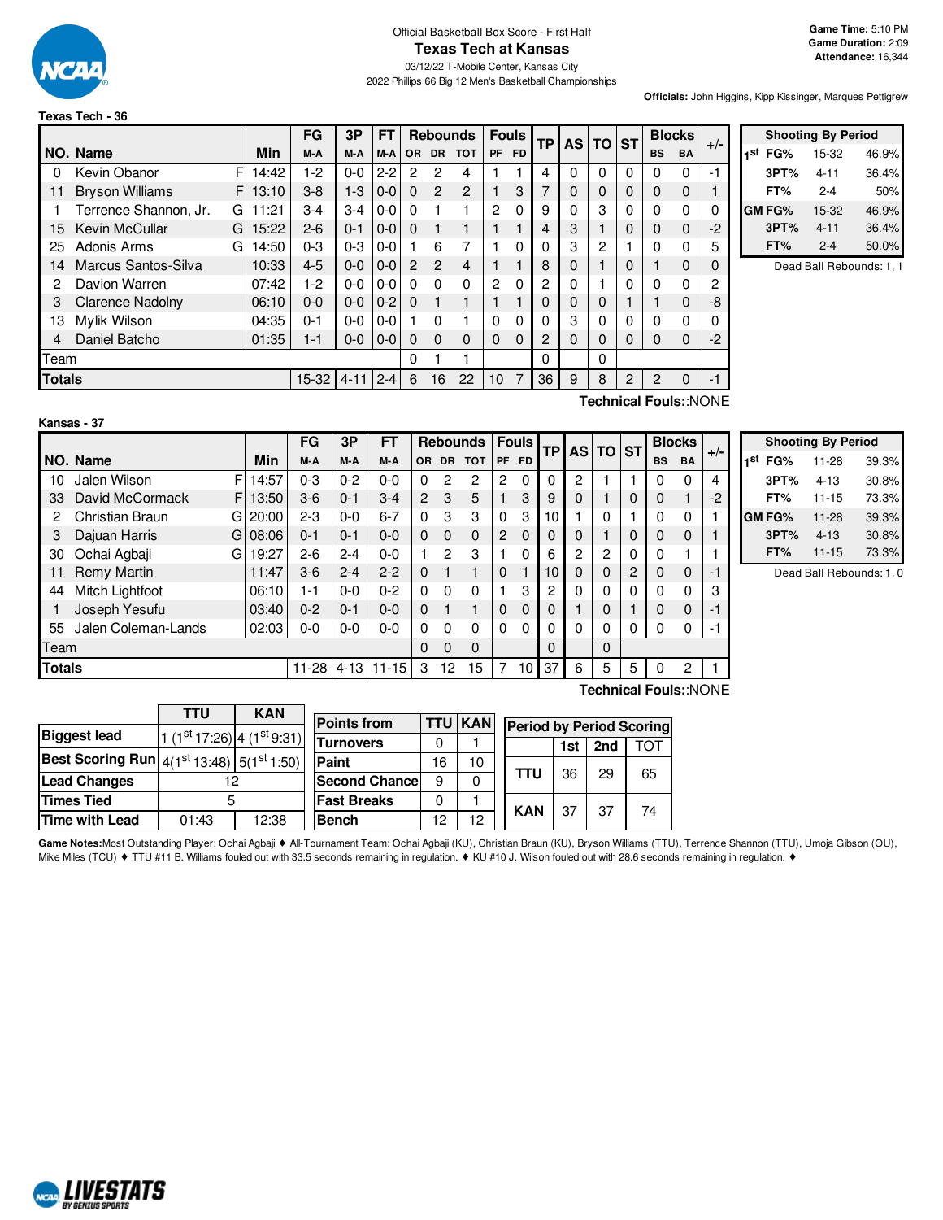Official Basketball Box Score - First Half

# Texas Tech at Kansas

03/12/22 T-Mobile Center, Kansas City

2022 Phillips 66 Big 12 Men's Basketball Championships

**Game Time:** 5:10 PM
**Game Duration:** 2:09
**Attendance:** 16,344

**Officials:** John Higgins, Kipp Kissinger, Marques Pettigrew

## Texas Tech - 36

| NO. | Name | | Min | FG M-A | 3P M-A | FT M-A | Rebounds OR | DR | TOT | Fouls PF | FD | TP | AS | TO | ST | Blocks BS | BA | +/- |
|---|---|---|---|---|---|---|---|---|---|---|---|---|---|---|---|---|---|---|
| 0 | Kevin Obanor | F | 14:42 | 1-2 | 0-0 | 2-2 | 2 | 2 | 4 | 1 | 1 | 4 | 0 | 0 | 0 | 0 | 0 | -1 |
| 11 | Bryson Williams | F | 13:10 | 3-8 | 1-3 | 0-0 | 0 | 2 | 2 | 1 | 3 | 7 | 0 | 0 | 0 | 0 | 0 | 1 |
| 1 | Terrence Shannon, Jr. | G | 11:21 | 3-4 | 3-4 | 0-0 | 0 | 1 | 1 | 2 | 0 | 9 | 0 | 3 | 0 | 0 | 0 | 0 |
| 15 | Kevin McCullar | G | 15:22 | 2-6 | 0-1 | 0-0 | 0 | 1 | 1 | 1 | 1 | 4 | 3 | 1 | 0 | 0 | 0 | -2 |
| 25 | Adonis Arms | G | 14:50 | 0-3 | 0-3 | 0-0 | 1 | 6 | 7 | 1 | 0 | 0 | 3 | 2 | 1 | 0 | 0 | 5 |
| 14 | Marcus Santos-Silva | | 10:33 | 4-5 | 0-0 | 0-0 | 2 | 2 | 4 | 1 | 1 | 8 | 0 | 1 | 0 | 1 | 0 | 0 |
| 2 | Davion Warren | | 07:42 | 1-2 | 0-0 | 0-0 | 0 | 0 | 0 | 2 | 0 | 2 | 0 | 1 | 0 | 0 | 0 | 2 |
| 3 | Clarence Nadolny | | 06:10 | 0-0 | 0-0 | 0-2 | 0 | 1 | 1 | 1 | 1 | 0 | 0 | 0 | 1 | 1 | 0 | -8 |
| 13 | Mylik Wilson | | 04:35 | 0-1 | 0-0 | 0-0 | 1 | 0 | 1 | 0 | 0 | 0 | 3 | 0 | 0 | 0 | 0 | 0 |
| 4 | Daniel Batcho | | 01:35 | 1-1 | 0-0 | 0-0 | 0 | 0 | 0 | 0 | 0 | 2 | 0 | 0 | 0 | 0 | 0 | -2 |
| | Team | | | | | | 0 | 1 | 1 | | | 0 | | 0 | | | | |
| | **Totals** | | | 15-32 | 4-11 | 2-4 | 6 | 16 | 22 | 10 | 7 | 36 | 9 | 8 | 2 | 2 | 0 | -1 |

Technical Fouls::NONE

| Shooting By Period | | |
|---|---|---|
| 1st FG% | 15-32 | 46.9% |
| 3PT% | 4-11 | 36.4% |
| FT% | 2-4 | 50% |
| GM FG% | 15-32 | 46.9% |
| 3PT% | 4-11 | 36.4% |
| FT% | 2-4 | 50.0% |

Dead Ball Rebounds: 1, 1

## Kansas - 37

| NO. | Name | | Min | FG M-A | 3P M-A | FT M-A | Rebounds OR | DR | TOT | Fouls PF | FD | TP | AS | TO | ST | Blocks BS | BA | +/- |
|---|---|---|---|---|---|---|---|---|---|---|---|---|---|---|---|---|---|---|
| 10 | Jalen Wilson | F | 14:57 | 0-3 | 0-2 | 0-0 | 0 | 2 | 2 | 2 | 0 | 0 | 2 | 1 | 1 | 0 | 0 | 4 |
| 33 | David McCormack | F | 13:50 | 3-6 | 0-1 | 3-4 | 2 | 3 | 5 | 1 | 3 | 9 | 0 | 1 | 0 | 0 | 1 | -2 |
| 2 | Christian Braun | G | 20:00 | 2-3 | 0-0 | 6-7 | 0 | 3 | 3 | 0 | 3 | 10 | 1 | 0 | 1 | 0 | 0 | 1 |
| 3 | Dajuan Harris | G | 08:06 | 0-1 | 0-1 | 0-0 | 0 | 0 | 0 | 2 | 0 | 0 | 0 | 1 | 0 | 0 | 0 | 1 |
| 30 | Ochai Agbaji | G | 19:27 | 2-6 | 2-4 | 0-0 | 1 | 2 | 3 | 1 | 0 | 6 | 2 | 2 | 0 | 0 | 1 | 1 |
| 11 | Remy Martin | | 11:47 | 3-6 | 2-4 | 2-2 | 0 | 1 | 1 | 0 | 1 | 10 | 0 | 0 | 2 | 0 | 0 | -1 |
| 44 | Mitch Lightfoot | | 06:10 | 1-1 | 0-0 | 0-2 | 0 | 0 | 0 | 1 | 3 | 2 | 0 | 0 | 0 | 0 | 0 | 3 |
| 1 | Joseph Yesufu | | 03:40 | 0-2 | 0-1 | 0-0 | 0 | 1 | 1 | 0 | 0 | 0 | 1 | 0 | 1 | 0 | 0 | -1 |
| 55 | Jalen Coleman-Lands | | 02:03 | 0-0 | 0-0 | 0-0 | 0 | 0 | 0 | 0 | 0 | 0 | 0 | 0 | 0 | 0 | 0 | -1 |
| | Team | | | | | | 0 | 0 | 0 | | | 0 | | 0 | | | | |
| | **Totals** | | | 11-28 | 4-13 | 11-15 | 3 | 12 | 15 | 7 | 10 | 37 | 6 | 5 | 5 | 0 | 2 | 1 |

Technical Fouls::NONE

| Shooting By Period | | |
|---|---|---|
| 1st FG% | 11-28 | 39.3% |
| 3PT% | 4-13 | 30.8% |
| FT% | 11-15 | 73.3% |
| GM FG% | 11-28 | 39.3% |
| 3PT% | 4-13 | 30.8% |
| FT% | 11-15 | 73.3% |

Dead Ball Rebounds: 1, 0

| | TTU | KAN |
|---|---|---|
| Biggest lead | 1 (1st 17:26) | 4 (1st 9:31) |
| Best Scoring Run | 4(1st 13:48) | 5(1st 1:50) |
| Lead Changes | 12 | |
| Times Tied | 5 | |
| Time with Lead | 01:43 | 12:38 |

| Points from | TTU | KAN |
|---|---|---|
| Turnovers | 0 | 1 |
| Paint | 16 | 10 |
| Second Chance | 9 | 0 |
| Fast Breaks | 0 | 1 |
| Bench | 12 | 12 |

| Period by Period Scoring | 1st | 2nd | TOT |
|---|---|---|---|
| TTU | 36 | 29 | 65 |
| KAN | 37 | 37 | 74 |

**Game Notes:** Most Outstanding Player: Ochai Agbaji ♦ All-Tournament Team: Ochai Agbaji (KU), Christian Braun (KU), Bryson Williams (TTU), Terrence Shannon (TTU), Umoja Gibson (OU), Mike Miles (TCU) ♦ TTU #11 B. Williams fouled out with 33.5 seconds remaining in regulation. ♦ KU #10 J. Wilson fouled out with 28.6 seconds remaining in regulation. ♦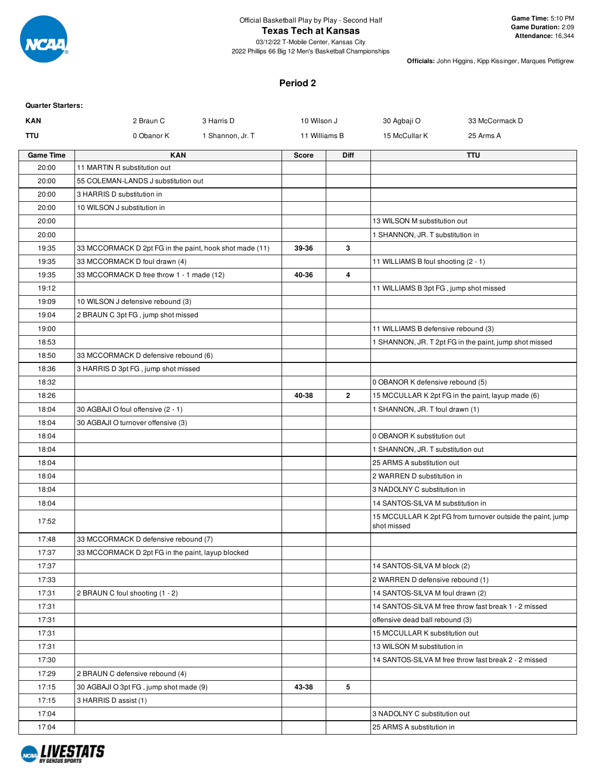Official Basketball Play by Play - Second Half

# Texas Tech at Kansas

03/12/22 T-Mobile Center, Kansas City

2022 Phillips 66 Big 12 Men's Basketball Championships

**Game Time:** 5:10 PM
**Game Duration:** 2:09
**Attendance:** 16,344

**Officials:** John Higgins, Kipp Kissinger, Marques Pettigrew

## Period 2

**Quarter Starters:**

| | | | | | |
|---|---|---|---|---|---|
| **KAN** | 2 Braun C | 3 Harris D | 10 Wilson J | 30 Agbaji O | 33 McCormack D |
| **TTU** | 0 Obanor K | 1 Shannon, Jr. T | 11 Williams B | 15 McCullar K | 25 Arms A |

| Game Time | KAN | Score | Diff | TTU |
|---|---|---|---|---|
| 20:00 | 11 MARTIN R substitution out | | | |
| 20:00 | 55 COLEMAN-LANDS J substitution out | | | |
| 20:00 | 3 HARRIS D substitution in | | | |
| 20:00 | 10 WILSON J substitution in | | | |
| 20:00 | | | | 13 WILSON M substitution out |
| 20:00 | | | | 1 SHANNON, JR. T substitution in |
| 19:35 | 33 MCCORMACK D 2pt FG in the paint, hook shot made (11) | 39-36 | 3 | |
| 19:35 | 33 MCCORMACK D foul drawn (4) | | | 11 WILLIAMS B foul shooting (2 - 1) |
| 19:35 | 33 MCCORMACK D free throw 1 - 1 made (12) | 40-36 | 4 | |
| 19:12 | | | | 11 WILLIAMS B 3pt FG , jump shot missed |
| 19:09 | 10 WILSON J defensive rebound (3) | | | |
| 19:04 | 2 BRAUN C 3pt FG , jump shot missed | | | |
| 19:00 | | | | 11 WILLIAMS B defensive rebound (3) |
| 18:53 | | | | 1 SHANNON, JR. T 2pt FG in the paint, jump shot missed |
| 18:50 | 33 MCCORMACK D defensive rebound (6) | | | |
| 18:36 | 3 HARRIS D 3pt FG , jump shot missed | | | |
| 18:32 | | | | 0 OBANOR K defensive rebound (5) |
| 18:26 | | 40-38 | 2 | 15 MCCULLAR K 2pt FG in the paint, layup made (6) |
| 18:04 | 30 AGBAJI O foul offensive (2 - 1) | | | 1 SHANNON, JR. T foul drawn (1) |
| 18:04 | 30 AGBAJI O turnover offensive (3) | | | |
| 18:04 | | | | 0 OBANOR K substitution out |
| 18:04 | | | | 1 SHANNON, JR. T substitution out |
| 18:04 | | | | 25 ARMS A substitution out |
| 18:04 | | | | 2 WARREN D substitution in |
| 18:04 | | | | 3 NADOLNY C substitution in |
| 18:04 | | | | 14 SANTOS-SILVA M substitution in |
| 17:52 | | | | 15 MCCULLAR K 2pt FG from turnover outside the paint, jump shot missed |
| 17:48 | 33 MCCORMACK D defensive rebound (7) | | | |
| 17:37 | 33 MCCORMACK D 2pt FG in the paint, layup blocked | | | |
| 17:37 | | | | 14 SANTOS-SILVA M block (2) |
| 17:33 | | | | 2 WARREN D defensive rebound (1) |
| 17:31 | 2 BRAUN C foul shooting (1 - 2) | | | 14 SANTOS-SILVA M foul drawn (2) |
| 17:31 | | | | 14 SANTOS-SILVA M free throw fast break 1 - 2 missed |
| 17:31 | | | | offensive dead ball rebound (3) |
| 17:31 | | | | 15 MCCULLAR K substitution out |
| 17:31 | | | | 13 WILSON M substitution in |
| 17:30 | | | | 14 SANTOS-SILVA M free throw fast break 2 - 2 missed |
| 17:29 | 2 BRAUN C defensive rebound (4) | | | |
| 17:15 | 30 AGBAJI O 3pt FG , jump shot made (9) | 43-38 | 5 | |
| 17:15 | 3 HARRIS D assist (1) | | | |
| 17:04 | | | | 3 NADOLNY C substitution out |
| 17:04 | | | | 25 ARMS A substitution in |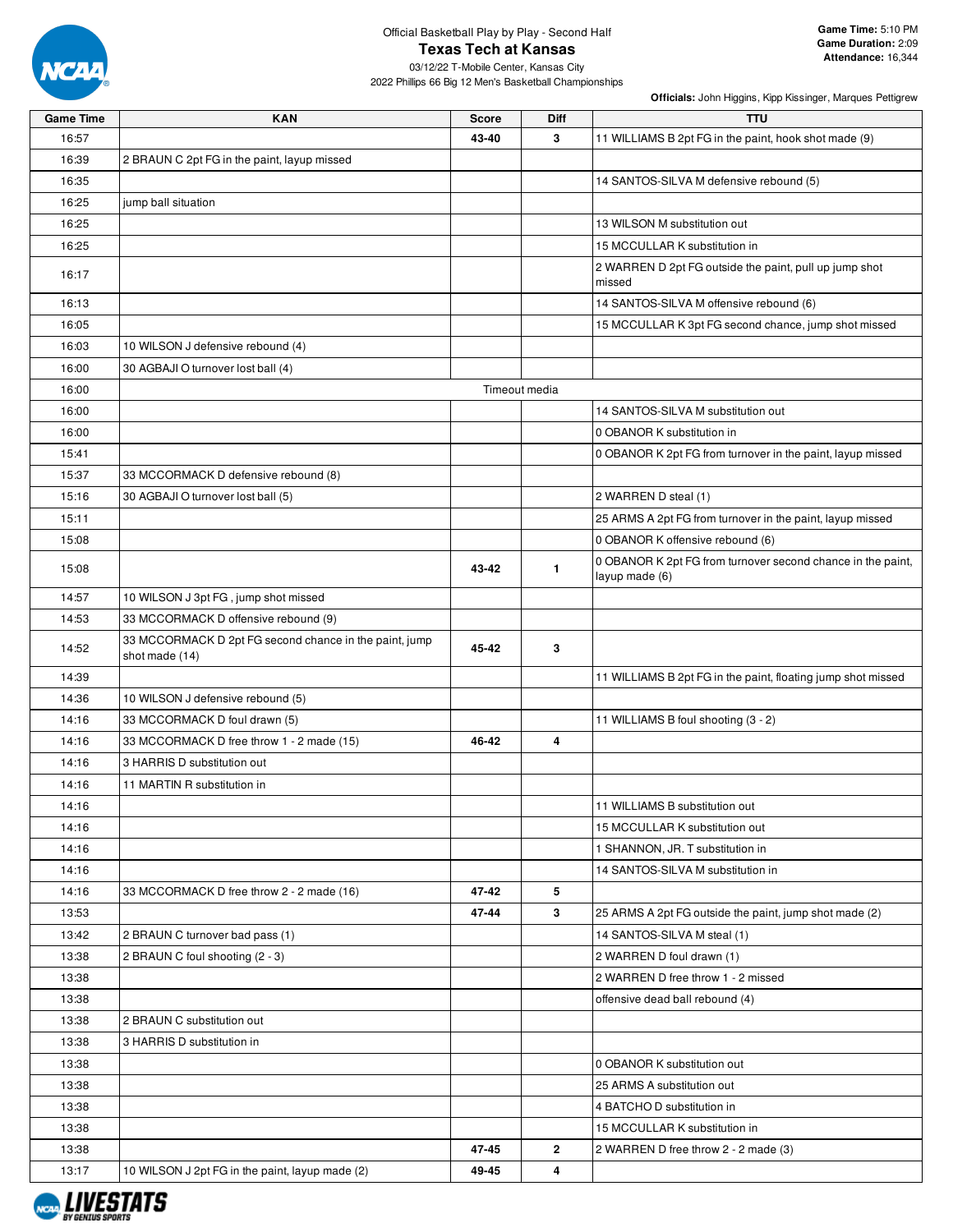Official Basketball Play by Play - Second Half

# Texas Tech at Kansas

03/12/22 T-Mobile Center, Kansas City

2022 Phillips 66 Big 12 Men's Basketball Championships

**Game Time:** 5:10 PM
**Game Duration:** 2:09
**Attendance:** 16,344

**Officials:** John Higgins, Kipp Kissinger, Marques Pettigrew

| Game Time | KAN | Score | Diff | TTU |
|---|---|---|---|---|
| 16:57 | | 43-40 | 3 | 11 WILLIAMS B 2pt FG in the paint, hook shot made (9) |
| 16:39 | 2 BRAUN C 2pt FG in the paint, layup missed | | | |
| 16:35 | | | | 14 SANTOS-SILVA M defensive rebound (5) |
| 16:25 | jump ball situation | | | |
| 16:25 | | | | 13 WILSON M substitution out |
| 16:25 | | | | 15 MCCULLAR K substitution in |
| 16:17 | | | | 2 WARREN D 2pt FG outside the paint, pull up jump shot missed |
| 16:13 | | | | 14 SANTOS-SILVA M offensive rebound (6) |
| 16:05 | | | | 15 MCCULLAR K 3pt FG second chance, jump shot missed |
| 16:03 | 10 WILSON J defensive rebound (4) | | | |
| 16:00 | 30 AGBAJI O turnover lost ball (4) | | | |
| 16:00 | | Timeout media | | |
| 16:00 | | | | 14 SANTOS-SILVA M substitution out |
| 16:00 | | | | 0 OBANOR K substitution in |
| 15:41 | | | | 0 OBANOR K 2pt FG from turnover in the paint, layup missed |
| 15:37 | 33 MCCORMACK D defensive rebound (8) | | | |
| 15:16 | 30 AGBAJI O turnover lost ball (5) | | | 2 WARREN D steal (1) |
| 15:11 | | | | 25 ARMS A 2pt FG from turnover in the paint, layup missed |
| 15:08 | | | | 0 OBANOR K offensive rebound (6) |
| 15:08 | | 43-42 | 1 | 0 OBANOR K 2pt FG from turnover second chance in the paint, layup made (6) |
| 14:57 | 10 WILSON J 3pt FG , jump shot missed | | | |
| 14:53 | 33 MCCORMACK D offensive rebound (9) | | | |
| 14:52 | 33 MCCORMACK D 2pt FG second chance in the paint, jump shot made (14) | 45-42 | 3 | |
| 14:39 | | | | 11 WILLIAMS B 2pt FG in the paint, floating jump shot missed |
| 14:36 | 10 WILSON J defensive rebound (5) | | | |
| 14:16 | 33 MCCORMACK D foul drawn (5) | | | 11 WILLIAMS B foul shooting (3 - 2) |
| 14:16 | 33 MCCORMACK D free throw 1 - 2 made (15) | 46-42 | 4 | |
| 14:16 | 3 HARRIS D substitution out | | | |
| 14:16 | 11 MARTIN R substitution in | | | |
| 14:16 | | | | 11 WILLIAMS B substitution out |
| 14:16 | | | | 15 MCCULLAR K substitution out |
| 14:16 | | | | 1 SHANNON, JR. T substitution in |
| 14:16 | | | | 14 SANTOS-SILVA M substitution in |
| 14:16 | 33 MCCORMACK D free throw 2 - 2 made (16) | 47-42 | 5 | |
| 13:53 | | 47-44 | 3 | 25 ARMS A 2pt FG outside the paint, jump shot made (2) |
| 13:42 | 2 BRAUN C turnover bad pass (1) | | | 14 SANTOS-SILVA M steal (1) |
| 13:38 | 2 BRAUN C foul shooting (2 - 3) | | | 2 WARREN D foul drawn (1) |
| 13:38 | | | | 2 WARREN D free throw 1 - 2 missed |
| 13:38 | | | | offensive dead ball rebound (4) |
| 13:38 | 2 BRAUN C substitution out | | | |
| 13:38 | 3 HARRIS D substitution in | | | |
| 13:38 | | | | 0 OBANOR K substitution out |
| 13:38 | | | | 25 ARMS A substitution out |
| 13:38 | | | | 4 BATCHO D substitution in |
| 13:38 | | | | 15 MCCULLAR K substitution in |
| 13:38 | | 47-45 | 2 | 2 WARREN D free throw 2 - 2 made (3) |
| 13:17 | 10 WILSON J 2pt FG in the paint, layup made (2) | 49-45 | 4 | |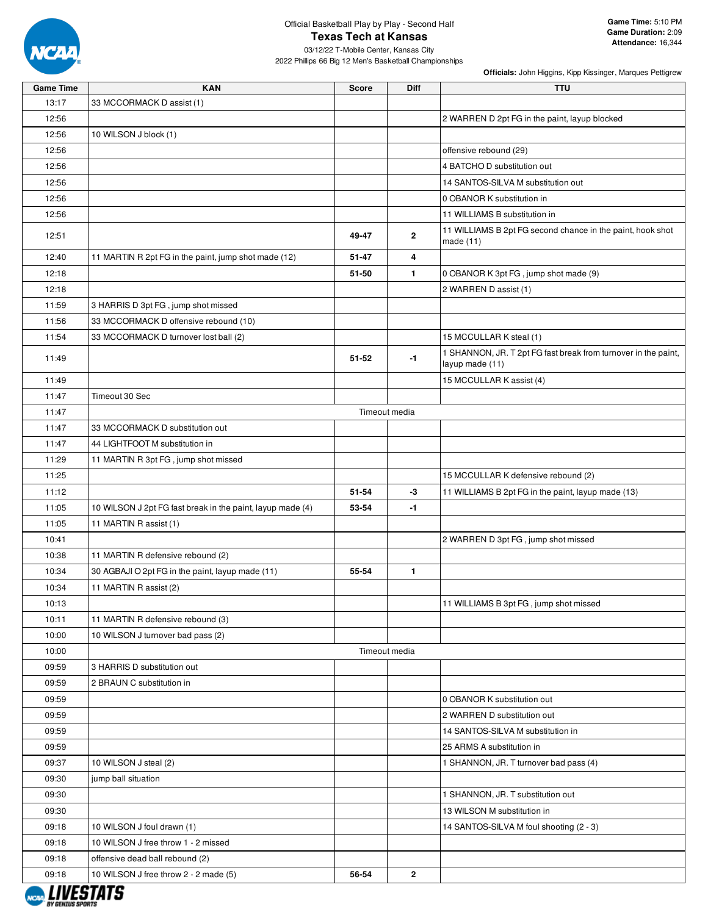Official Basketball Play by Play - Second Half

# Texas Tech at Kansas

03/12/22 T-Mobile Center, Kansas City
2022 Phillips 66 Big 12 Men's Basketball Championships

**Game Time:** 5:10 PM
**Game Duration:** 2:09
**Attendance:** 16,344

**Officials:** John Higgins, Kipp Kissinger, Marques Pettigrew

| Game Time | KAN | Score | Diff | TTU |
|---|---|---|---|---|
| 13:17 | 33 MCCORMACK D assist (1) | | | |
| 12:56 | | | | 2 WARREN D 2pt FG in the paint, layup blocked |
| 12:56 | 10 WILSON J block (1) | | | |
| 12:56 | | | | offensive rebound (29) |
| 12:56 | | | | 4 BATCHO D substitution out |
| 12:56 | | | | 14 SANTOS-SILVA M substitution out |
| 12:56 | | | | 0 OBANOR K substitution in |
| 12:56 | | | | 11 WILLIAMS B substitution in |
| 12:51 | | 49-47 | 2 | 11 WILLIAMS B 2pt FG second chance in the paint, hook shot made (11) |
| 12:40 | 11 MARTIN R 2pt FG in the paint, jump shot made (12) | 51-47 | 4 | |
| 12:18 | | 51-50 | 1 | 0 OBANOR K 3pt FG , jump shot made (9) |
| 12:18 | | | | 2 WARREN D assist (1) |
| 11:59 | 3 HARRIS D 3pt FG , jump shot missed | | | |
| 11:56 | 33 MCCORMACK D offensive rebound (10) | | | |
| 11:54 | 33 MCCORMACK D turnover lost ball (2) | | | 15 MCCULLAR K steal (1) |
| 11:49 | | 51-52 | -1 | 1 SHANNON, JR. T 2pt FG fast break from turnover in the paint, layup made (11) |
| 11:49 | | | | 15 MCCULLAR K assist (4) |
| 11:47 | Timeout 30 Sec | | | |
| 11:47 | Timeout media | | | |
| 11:47 | 33 MCCORMACK D substitution out | | | |
| 11:47 | 44 LIGHTFOOT M substitution in | | | |
| 11:29 | 11 MARTIN R 3pt FG , jump shot missed | | | |
| 11:25 | | | | 15 MCCULLAR K defensive rebound (2) |
| 11:12 | | 51-54 | -3 | 11 WILLIAMS B 2pt FG in the paint, layup made (13) |
| 11:05 | 10 WILSON J 2pt FG fast break in the paint, layup made (4) | 53-54 | -1 | |
| 11:05 | 11 MARTIN R assist (1) | | | |
| 10:41 | | | | 2 WARREN D 3pt FG , jump shot missed |
| 10:38 | 11 MARTIN R defensive rebound (2) | | | |
| 10:34 | 30 AGBAJI O 2pt FG in the paint, layup made (11) | 55-54 | 1 | |
| 10:34 | 11 MARTIN R assist (2) | | | |
| 10:13 | | | | 11 WILLIAMS B 3pt FG , jump shot missed |
| 10:11 | 11 MARTIN R defensive rebound (3) | | | |
| 10:00 | 10 WILSON J turnover bad pass (2) | | | |
| 10:00 | Timeout media | | | |
| 09:59 | 3 HARRIS D substitution out | | | |
| 09:59 | 2 BRAUN C substitution in | | | |
| 09:59 | | | | 0 OBANOR K substitution out |
| 09:59 | | | | 2 WARREN D substitution out |
| 09:59 | | | | 14 SANTOS-SILVA M substitution in |
| 09:59 | | | | 25 ARMS A substitution in |
| 09:37 | 10 WILSON J steal (2) | | | 1 SHANNON, JR. T turnover bad pass (4) |
| 09:30 | jump ball situation | | | |
| 09:30 | | | | 1 SHANNON, JR. T substitution out |
| 09:30 | | | | 13 WILSON M substitution in |
| 09:18 | 10 WILSON J foul drawn (1) | | | 14 SANTOS-SILVA M foul shooting (2 - 3) |
| 09:18 | 10 WILSON J free throw 1 - 2 missed | | | |
| 09:18 | offensive dead ball rebound (2) | | | |
| 09:18 | 10 WILSON J free throw 2 - 2 made (5) | 56-54 | 2 | |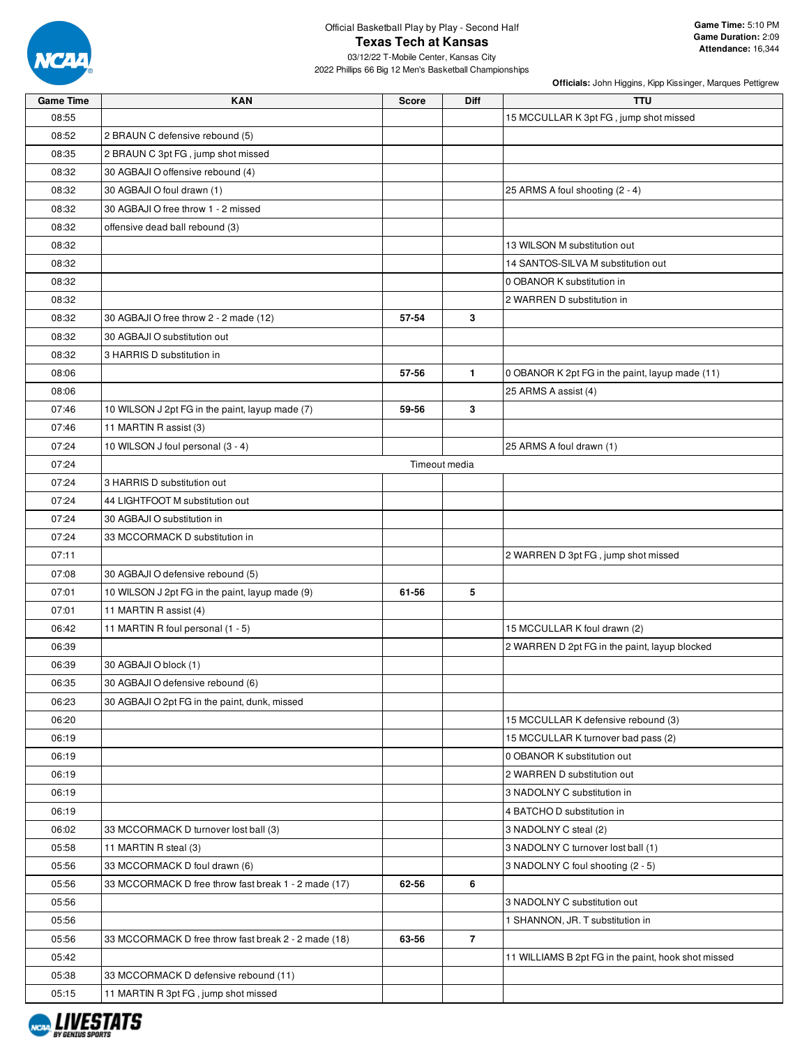Official Basketball Play by Play - Second Half

# Texas Tech at Kansas

03/12/22 T-Mobile Center, Kansas City

2022 Phillips 66 Big 12 Men's Basketball Championships

**Game Time:** 5:10 PM
**Game Duration:** 2:09
**Attendance:** 16,344

**Officials:** John Higgins, Kipp Kissinger, Marques Pettigrew

| Game Time | KAN | Score | Diff | TTU |
|---|---|---|---|---|
| 08:55 | | | | 15 MCCULLAR K 3pt FG , jump shot missed |
| 08:52 | 2 BRAUN C defensive rebound (5) | | | |
| 08:35 | 2 BRAUN C 3pt FG , jump shot missed | | | |
| 08:32 | 30 AGBAJI O offensive rebound (4) | | | |
| 08:32 | 30 AGBAJI O foul drawn (1) | | | 25 ARMS A foul shooting (2 - 4) |
| 08:32 | 30 AGBAJI O free throw 1 - 2 missed | | | |
| 08:32 | offensive dead ball rebound (3) | | | |
| 08:32 | | | | 13 WILSON M substitution out |
| 08:32 | | | | 14 SANTOS-SILVA M substitution out |
| 08:32 | | | | 0 OBANOR K substitution in |
| 08:32 | | | | 2 WARREN D substitution in |
| 08:32 | 30 AGBAJI O free throw 2 - 2 made (12) | 57-54 | 3 | |
| 08:32 | 30 AGBAJI O substitution out | | | |
| 08:32 | 3 HARRIS D substitution in | | | |
| 08:06 | | 57-56 | 1 | 0 OBANOR K 2pt FG in the paint, layup made (11) |
| 08:06 | | | | 25 ARMS A assist (4) |
| 07:46 | 10 WILSON J 2pt FG in the paint, layup made (7) | 59-56 | 3 | |
| 07:46 | 11 MARTIN R assist (3) | | | |
| 07:24 | 10 WILSON J foul personal (3 - 4) | | | 25 ARMS A foul drawn (1) |
| 07:24 | Timeout media | | | |
| 07:24 | 3 HARRIS D substitution out | | | |
| 07:24 | 44 LIGHTFOOT M substitution out | | | |
| 07:24 | 30 AGBAJI O substitution in | | | |
| 07:24 | 33 MCCORMACK D substitution in | | | |
| 07:11 | | | | 2 WARREN D 3pt FG , jump shot missed |
| 07:08 | 30 AGBAJI O defensive rebound (5) | | | |
| 07:01 | 10 WILSON J 2pt FG in the paint, layup made (9) | 61-56 | 5 | |
| 07:01 | 11 MARTIN R assist (4) | | | |
| 06:42 | 11 MARTIN R foul personal (1 - 5) | | | 15 MCCULLAR K foul drawn (2) |
| 06:39 | | | | 2 WARREN D 2pt FG in the paint, layup blocked |
| 06:39 | 30 AGBAJI O block (1) | | | |
| 06:35 | 30 AGBAJI O defensive rebound (6) | | | |
| 06:23 | 30 AGBAJI O 2pt FG in the paint, dunk, missed | | | |
| 06:20 | | | | 15 MCCULLAR K defensive rebound (3) |
| 06:19 | | | | 15 MCCULLAR K turnover bad pass (2) |
| 06:19 | | | | 0 OBANOR K substitution out |
| 06:19 | | | | 2 WARREN D substitution out |
| 06:19 | | | | 3 NADOLNY C substitution in |
| 06:19 | | | | 4 BATCHO D substitution in |
| 06:02 | 33 MCCORMACK D turnover lost ball (3) | | | 3 NADOLNY C steal (2) |
| 05:58 | 11 MARTIN R steal (3) | | | 3 NADOLNY C turnover lost ball (1) |
| 05:56 | 33 MCCORMACK D foul drawn (6) | | | 3 NADOLNY C foul shooting (2 - 5) |
| 05:56 | 33 MCCORMACK D free throw fast break 1 - 2 made (17) | 62-56 | 6 | |
| 05:56 | | | | 3 NADOLNY C substitution out |
| 05:56 | | | | 1 SHANNON, JR. T substitution in |
| 05:56 | 33 MCCORMACK D free throw fast break 2 - 2 made (18) | 63-56 | 7 | |
| 05:42 | | | | 11 WILLIAMS B 2pt FG in the paint, hook shot missed |
| 05:38 | 33 MCCORMACK D defensive rebound (11) | | | |
| 05:15 | 11 MARTIN R 3pt FG , jump shot missed | | | |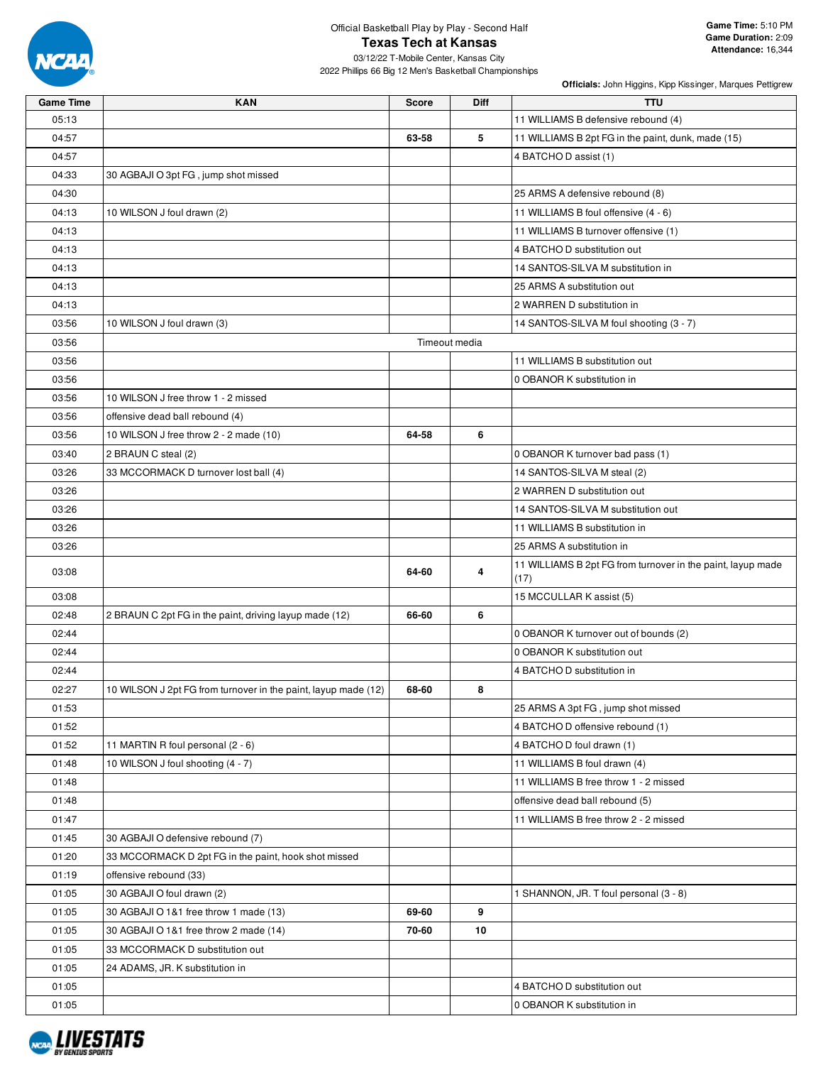Official Basketball Play by Play - Second Half

# Texas Tech at Kansas

03/12/22 T-Mobile Center, Kansas City

2022 Phillips 66 Big 12 Men's Basketball Championships

**Game Time:** 5:10 PM
**Game Duration:** 2:09
**Attendance:** 16,344

**Officials:** John Higgins, Kipp Kissinger, Marques Pettigrew

| Game Time | KAN | Score | Diff | TTU |
|---|---|---|---|---|
| 05:13 | | | | 11 WILLIAMS B defensive rebound (4) |
| 04:57 | | 63-58 | 5 | 11 WILLIAMS B 2pt FG in the paint, dunk, made (15) |
| 04:57 | | | | 4 BATCHO D assist (1) |
| 04:33 | 30 AGBAJI O 3pt FG , jump shot missed | | | |
| 04:30 | | | | 25 ARMS A defensive rebound (8) |
| 04:13 | 10 WILSON J foul drawn (2) | | | 11 WILLIAMS B foul offensive (4 - 6) |
| 04:13 | | | | 11 WILLIAMS B turnover offensive (1) |
| 04:13 | | | | 4 BATCHO D substitution out |
| 04:13 | | | | 14 SANTOS-SILVA M substitution in |
| 04:13 | | | | 25 ARMS A substitution out |
| 04:13 | | | | 2 WARREN D substitution in |
| 03:56 | 10 WILSON J foul drawn (3) | | | 14 SANTOS-SILVA M foul shooting (3 - 7) |
| 03:56 | Timeout media | | | |
| 03:56 | | | | 11 WILLIAMS B substitution out |
| 03:56 | | | | 0 OBANOR K substitution in |
| 03:56 | 10 WILSON J free throw 1 - 2 missed | | | |
| 03:56 | offensive dead ball rebound (4) | | | |
| 03:56 | 10 WILSON J free throw 2 - 2 made (10) | 64-58 | 6 | |
| 03:40 | 2 BRAUN C steal (2) | | | 0 OBANOR K turnover bad pass (1) |
| 03:26 | 33 MCCORMACK D turnover lost ball (4) | | | 14 SANTOS-SILVA M steal (2) |
| 03:26 | | | | 2 WARREN D substitution out |
| 03:26 | | | | 14 SANTOS-SILVA M substitution out |
| 03:26 | | | | 11 WILLIAMS B substitution in |
| 03:26 | | | | 25 ARMS A substitution in |
| 03:08 | | 64-60 | 4 | 11 WILLIAMS B 2pt FG from turnover in the paint, layup made (17) |
| 03:08 | | | | 15 MCCULLAR K assist (5) |
| 02:48 | 2 BRAUN C 2pt FG in the paint, driving layup made (12) | 66-60 | 6 | |
| 02:44 | | | | 0 OBANOR K turnover out of bounds (2) |
| 02:44 | | | | 0 OBANOR K substitution out |
| 02:44 | | | | 4 BATCHO D substitution in |
| 02:27 | 10 WILSON J 2pt FG from turnover in the paint, layup made (12) | 68-60 | 8 | |
| 01:53 | | | | 25 ARMS A 3pt FG , jump shot missed |
| 01:52 | | | | 4 BATCHO D offensive rebound (1) |
| 01:52 | 11 MARTIN R foul personal (2 - 6) | | | 4 BATCHO D foul drawn (1) |
| 01:48 | 10 WILSON J foul shooting (4 - 7) | | | 11 WILLIAMS B foul drawn (4) |
| 01:48 | | | | 11 WILLIAMS B free throw 1 - 2 missed |
| 01:48 | | | | offensive dead ball rebound (5) |
| 01:47 | | | | 11 WILLIAMS B free throw 2 - 2 missed |
| 01:45 | 30 AGBAJI O defensive rebound (7) | | | |
| 01:20 | 33 MCCORMACK D 2pt FG in the paint, hook shot missed | | | |
| 01:19 | offensive rebound (33) | | | |
| 01:05 | 30 AGBAJI O foul drawn (2) | | | 1 SHANNON, JR. T foul personal (3 - 8) |
| 01:05 | 30 AGBAJI O 1&1 free throw 1 made (13) | 69-60 | 9 | |
| 01:05 | 30 AGBAJI O 1&1 free throw 2 made (14) | 70-60 | 10 | |
| 01:05 | 33 MCCORMACK D substitution out | | | |
| 01:05 | 24 ADAMS, JR. K substitution in | | | |
| 01:05 | | | | 4 BATCHO D substitution out |
| 01:05 | | | | 0 OBANOR K substitution in |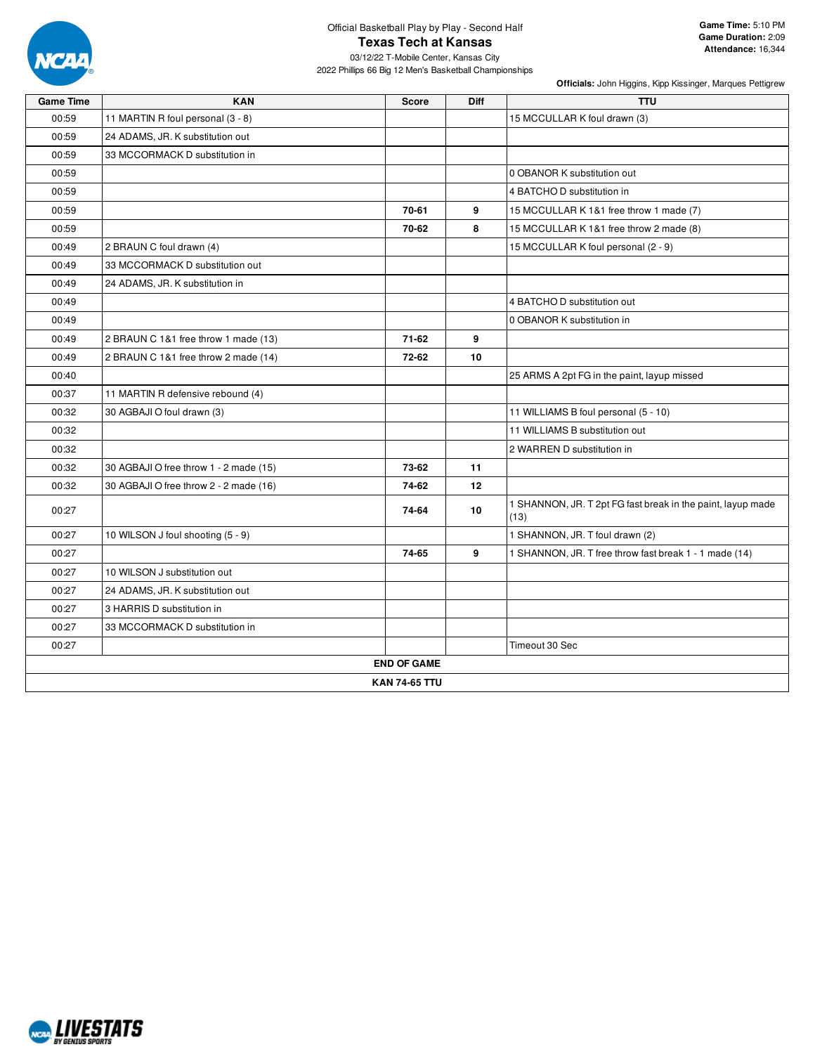Official Basketball Play by Play - Second Half

# Texas Tech at Kansas

03/12/22 T-Mobile Center, Kansas City

2022 Phillips 66 Big 12 Men's Basketball Championships

**Game Time:** 5:10 PM
**Game Duration:** 2:09
**Attendance:** 16,344

**Officials:** John Higgins, Kipp Kissinger, Marques Pettigrew

| Game Time | KAN | Score | Diff | TTU |
|---|---|---|---|---|
| 00:59 | 11 MARTIN R foul personal (3 - 8) | | | 15 MCCULLAR K foul drawn (3) |
| 00:59 | 24 ADAMS, JR. K substitution out | | | |
| 00:59 | 33 MCCORMACK D substitution in | | | |
| 00:59 | | | | 0 OBANOR K substitution out |
| 00:59 | | | | 4 BATCHO D substitution in |
| 00:59 | | **70-61** | **9** | 15 MCCULLAR K 1&1 free throw 1 made (7) |
| 00:59 | | **70-62** | **8** | 15 MCCULLAR K 1&1 free throw 2 made (8) |
| 00:49 | 2 BRAUN C foul drawn (4) | | | 15 MCCULLAR K foul personal (2 - 9) |
| 00:49 | 33 MCCORMACK D substitution out | | | |
| 00:49 | 24 ADAMS, JR. K substitution in | | | |
| 00:49 | | | | 4 BATCHO D substitution out |
| 00:49 | | | | 0 OBANOR K substitution in |
| 00:49 | 2 BRAUN C 1&1 free throw 1 made (13) | **71-62** | **9** | |
| 00:49 | 2 BRAUN C 1&1 free throw 2 made (14) | **72-62** | **10** | |
| 00:40 | | | | 25 ARMS A 2pt FG in the paint, layup missed |
| 00:37 | 11 MARTIN R defensive rebound (4) | | | |
| 00:32 | 30 AGBAJI O foul drawn (3) | | | 11 WILLIAMS B foul personal (5 - 10) |
| 00:32 | | | | 11 WILLIAMS B substitution out |
| 00:32 | | | | 2 WARREN D substitution in |
| 00:32 | 30 AGBAJI O free throw 1 - 2 made (15) | **73-62** | **11** | |
| 00:32 | 30 AGBAJI O free throw 2 - 2 made (16) | **74-62** | **12** | |
| 00:27 | | **74-64** | **10** | 1 SHANNON, JR. T 2pt FG fast break in the paint, layup made (13) |
| 00:27 | 10 WILSON J foul shooting (5 - 9) | | | 1 SHANNON, JR. T foul drawn (2) |
| 00:27 | | **74-65** | **9** | 1 SHANNON, JR. T free throw fast break 1 - 1 made (14) |
| 00:27 | 10 WILSON J substitution out | | | |
| 00:27 | 24 ADAMS, JR. K substitution out | | | |
| 00:27 | 3 HARRIS D substitution in | | | |
| 00:27 | 33 MCCORMACK D substitution in | | | |
| 00:27 | | | | Timeout 30 Sec |
| **END OF GAME** | | | | |
| **KAN 74-65 TTU** | | | | |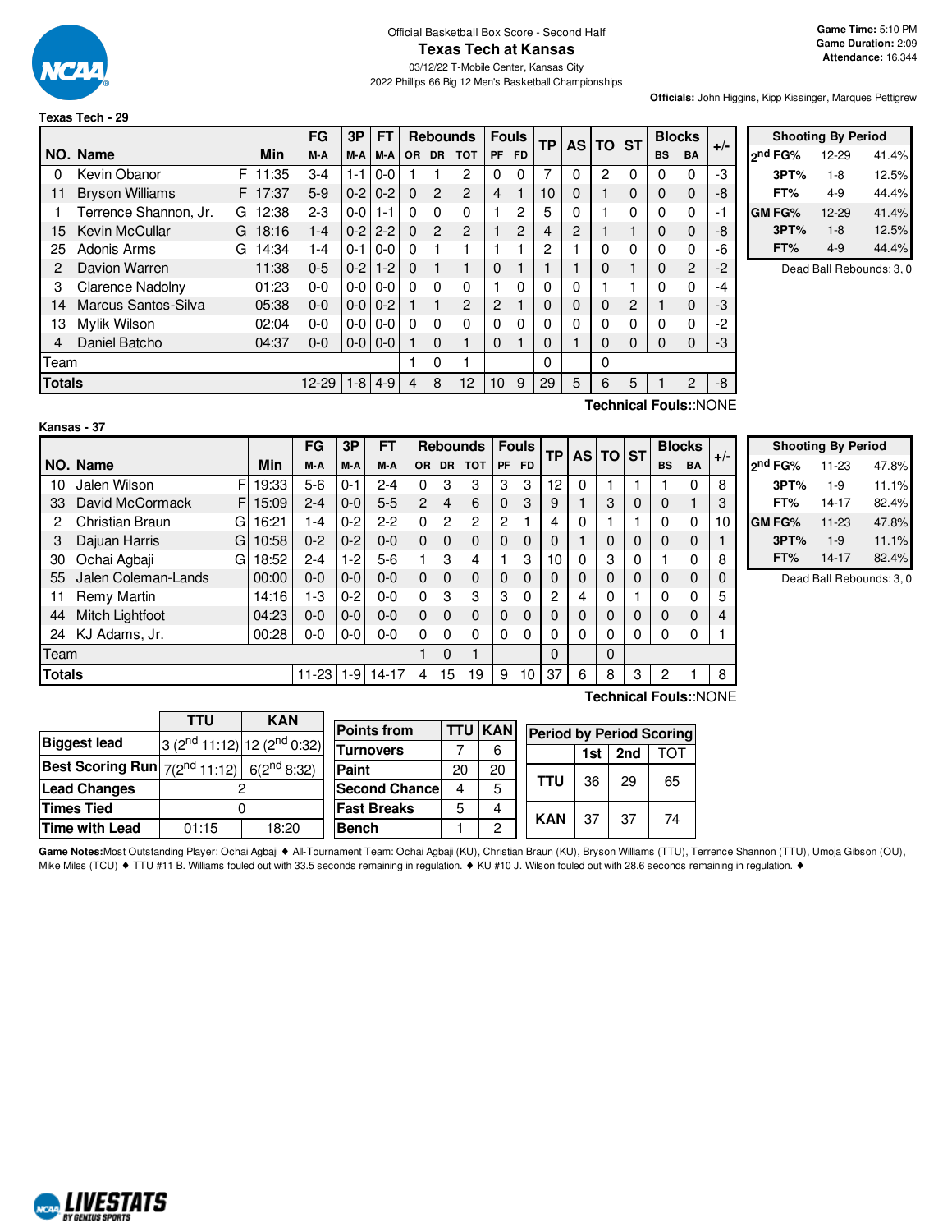Official Basketball Box Score - Second Half

# Texas Tech at Kansas

03/12/22 T-Mobile Center, Kansas City

2022 Phillips 66 Big 12 Men's Basketball Championships

**Game Time:** 5:10 PM
**Game Duration:** 2:09
**Attendance:** 16,344

**Officials:** John Higgins, Kipp Kissinger, Marques Pettigrew

## Texas Tech - 29

| NO. | Name | | Min | FG M-A | 3P M-A | FT M-A | Rebounds OR | DR | TOT | Fouls PF | FD | TP | AS | TO | ST | Blocks BS | BA | +/- |
|---|---|---|---|---|---|---|---|---|---|---|---|---|---|---|---|---|---|---|
| 0 | Kevin Obanor | F | 11:35 | 3-4 | 1-1 | 0-0 | 1 | 1 | 2 | 0 | 0 | 7 | 0 | 2 | 0 | 0 | 0 | -3 |
| 11 | Bryson Williams | F | 17:37 | 5-9 | 0-2 | 0-2 | 0 | 2 | 2 | 4 | 1 | 10 | 0 | 1 | 0 | 0 | 0 | -8 |
| 1 | Terrence Shannon, Jr. | G | 12:38 | 2-3 | 0-0 | 1-1 | 0 | 0 | 0 | 1 | 2 | 5 | 0 | 1 | 0 | 0 | 0 | -1 |
| 15 | Kevin McCullar | G | 18:16 | 1-4 | 0-2 | 2-2 | 0 | 2 | 2 | 1 | 2 | 4 | 2 | 1 | 1 | 0 | 0 | -8 |
| 25 | Adonis Arms | G | 14:34 | 1-4 | 0-1 | 0-0 | 0 | 1 | 1 | 1 | 1 | 2 | 1 | 0 | 0 | 0 | 0 | -6 |
| 2 | Davion Warren | | 11:38 | 0-5 | 0-2 | 1-2 | 0 | 1 | 1 | 0 | 1 | 1 | 1 | 0 | 1 | 0 | 2 | -2 |
| 3 | Clarence Nadolny | | 01:23 | 0-0 | 0-0 | 0-0 | 0 | 0 | 0 | 1 | 0 | 0 | 0 | 1 | 1 | 0 | 0 | -4 |
| 14 | Marcus Santos-Silva | | 05:38 | 0-0 | 0-0 | 0-2 | 1 | 1 | 2 | 2 | 1 | 0 | 0 | 0 | 2 | 1 | 0 | -3 |
| 13 | Mylik Wilson | | 02:04 | 0-0 | 0-0 | 0-0 | 0 | 0 | 0 | 0 | 0 | 0 | 0 | 0 | 0 | 0 | 0 | -2 |
| 4 | Daniel Batcho | | 04:37 | 0-0 | 0-0 | 0-0 | 1 | 0 | 1 | 0 | 1 | 0 | 1 | 0 | 0 | 0 | 0 | -3 |
| | Team | | | | | | 1 | 0 | 1 | | | 0 | | 0 | | | | |
| | **Totals** | | | 12-29 | 1-8 | 4-9 | 4 | 8 | 12 | 10 | 9 | 29 | 5 | 6 | 5 | 1 | 2 | -8 |

**Technical Fouls:**:NONE

| Shooting By Period | | |
|---|---|---|
| 2nd FG% | 12-29 | 41.4% |
| 3PT% | 1-8 | 12.5% |
| FT% | 4-9 | 44.4% |
| GM FG% | 12-29 | 41.4% |
| 3PT% | 1-8 | 12.5% |
| FT% | 4-9 | 44.4% |

Dead Ball Rebounds: 3, 0

## Kansas - 37

| NO. | Name | | Min | FG M-A | 3P M-A | FT M-A | Rebounds OR | DR | TOT | Fouls PF | FD | TP | AS | TO | ST | Blocks BS | BA | +/- |
|---|---|---|---|---|---|---|---|---|---|---|---|---|---|---|---|---|---|---|
| 10 | Jalen Wilson | F | 19:33 | 5-6 | 0-1 | 2-4 | 0 | 3 | 3 | 3 | 3 | 12 | 0 | 1 | 1 | 1 | 0 | 8 |
| 33 | David McCormack | F | 15:09 | 2-4 | 0-0 | 5-5 | 2 | 4 | 6 | 0 | 3 | 9 | 1 | 3 | 0 | 0 | 1 | 3 |
| 2 | Christian Braun | G | 16:21 | 1-4 | 0-2 | 2-2 | 0 | 2 | 2 | 2 | 1 | 4 | 0 | 1 | 1 | 0 | 0 | 10 |
| 3 | Dajuan Harris | G | 10:58 | 0-2 | 0-2 | 0-0 | 0 | 0 | 0 | 0 | 0 | 0 | 1 | 0 | 0 | 0 | 0 | 1 |
| 30 | Ochai Agbaji | G | 18:52 | 2-4 | 1-2 | 5-6 | 1 | 3 | 4 | 1 | 3 | 10 | 0 | 3 | 0 | 1 | 0 | 8 |
| 55 | Jalen Coleman-Lands | | 00:00 | 0-0 | 0-0 | 0-0 | 0 | 0 | 0 | 0 | 0 | 0 | 0 | 0 | 0 | 0 | 0 | 0 |
| 11 | Remy Martin | | 14:16 | 1-3 | 0-2 | 0-0 | 0 | 3 | 3 | 3 | 0 | 2 | 4 | 0 | 1 | 0 | 0 | 5 |
| 44 | Mitch Lightfoot | | 04:23 | 0-0 | 0-0 | 0-0 | 0 | 0 | 0 | 0 | 0 | 0 | 0 | 0 | 0 | 0 | 0 | 4 |
| 24 | KJ Adams, Jr. | | 00:28 | 0-0 | 0-0 | 0-0 | 0 | 0 | 0 | 0 | 0 | 0 | 0 | 0 | 0 | 0 | 0 | 1 |
| | Team | | | | | | 1 | 0 | 1 | | | 0 | | 0 | | | | |
| | **Totals** | | | 11-23 | 1-9 | 14-17 | 4 | 15 | 19 | 9 | 10 | 37 | 6 | 8 | 3 | 2 | 1 | 8 |

**Technical Fouls:**:NONE

| Shooting By Period | | |
|---|---|---|
| 2nd FG% | 11-23 | 47.8% |
| 3PT% | 1-9 | 11.1% |
| FT% | 14-17 | 82.4% |
| GM FG% | 11-23 | 47.8% |
| 3PT% | 1-9 | 11.1% |
| FT% | 14-17 | 82.4% |

Dead Ball Rebounds: 3, 0

| | TTU | KAN |
|---|---|---|
| **Biggest lead** | 3 (2nd 11:12) | 12 (2nd 0:32) |
| **Best Scoring Run** | 7(2nd 11:12) | 6(2nd 8:32) |
| **Lead Changes** | 2 | |
| **Times Tied** | 0 | |
| **Time with Lead** | 01:15 | 18:20 |

| Points from | TTU | KAN |
|---|---|---|
| Turnovers | 7 | 6 |
| Paint | 20 | 20 |
| Second Chance | 4 | 5 |
| Fast Breaks | 5 | 4 |
| Bench | 1 | 2 |

| Period by Period Scoring | 1st | 2nd | TOT |
|---|---|---|---|
| TTU | 36 | 29 | 65 |
| KAN | 37 | 37 | 74 |

**Game Notes:** Most Outstanding Player: Ochai Agbaji ♦ All-Tournament Team: Ochai Agbaji (KU), Christian Braun (KU), Bryson Williams (TTU), Terrence Shannon (TTU), Umoja Gibson (OU), Mike Miles (TCU) ♦ TTU #11 B. Williams fouled out with 33.5 seconds remaining in regulation. ♦ KU #10 J. Wilson fouled out with 28.6 seconds remaining in regulation. ♦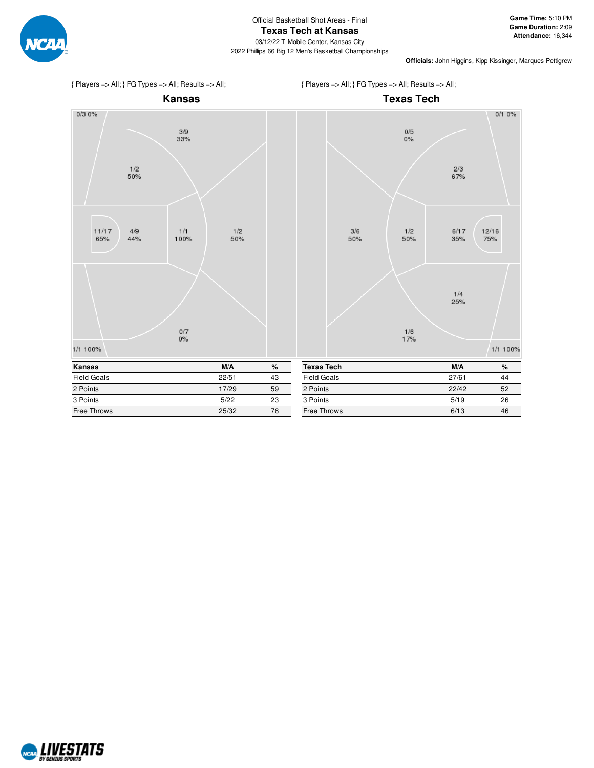Official Basketball Shot Areas - Final

# Texas Tech at Kansas

03/12/22 T-Mobile Center, Kansas City

2022 Phillips 66 Big 12 Men's Basketball Championships

**Game Time:** 5:10 PM
**Game Duration:** 2:09
**Attendance:** 16,344

**Officials:** John Higgins, Kipp Kissinger, Marques Pettigrew

{ Players => All; } FG Types => All; Results => All;

## Kansas

0/3 0%

3/9 33%

1/2 50%

11/17 65%

4/9 44%

1/1 100%

1/2 50%

0/7 0%

1/1 100%

| Kansas | M/A | % |
|---|---|---|
| Field Goals | 22/51 | 43 |
| 2 Points | 17/29 | 59 |
| 3 Points | 5/22 | 23 |
| Free Throws | 25/32 | 78 |

{ Players => All; } FG Types => All; Results => All;

## Texas Tech

0/1 0%

0/5 0%

2/3 67%

3/6 50%

1/2 50%

6/17 35%

12/16 75%

1/4 25%

1/6 17%

1/1 100%

| Texas Tech | M/A | % |
|---|---|---|
| Field Goals | 27/61 | 44 |
| 2 Points | 22/42 | 52 |
| 3 Points | 5/19 | 26 |
| Free Throws | 6/13 | 46 |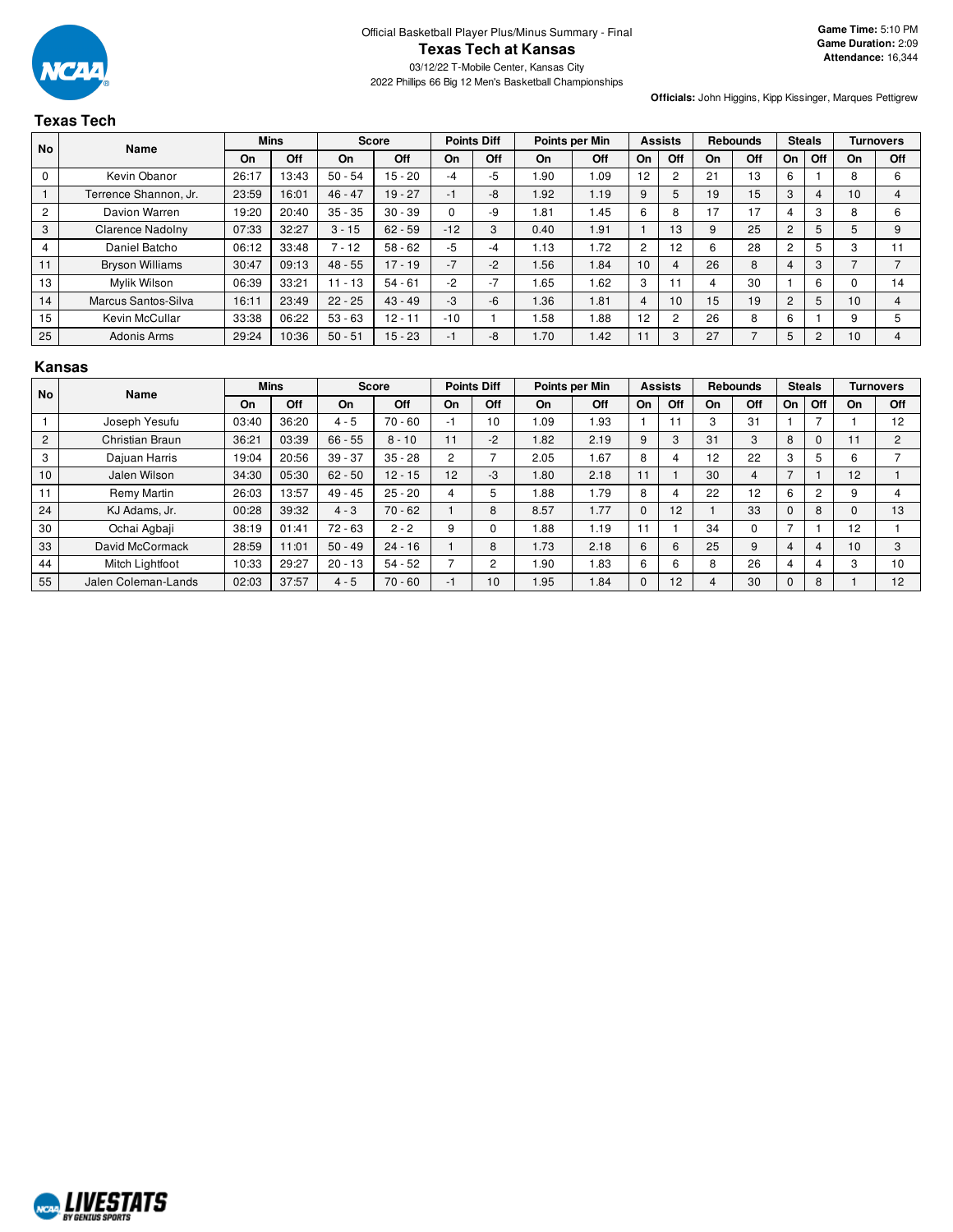Official Basketball Player Plus/Minus Summary - Final

# Texas Tech at Kansas

03/12/22 T-Mobile Center, Kansas City

2022 Phillips 66 Big 12 Men's Basketball Championships

**Game Time:** 5:10 PM
**Game Duration:** 2:09
**Attendance:** 16,344

**Officials:** John Higgins, Kipp Kissinger, Marques Pettigrew

## Texas Tech

| No | Name | Mins | | Score | | Points Diff | | Points per Min | | Assists | | Rebounds | | Steals | | Turnovers | |
|---|---|---|---|---|---|---|---|---|---|---|---|---|---|---|---|---|---|
| | | On | Off | On | Off | On | Off | On | Off | On | Off | On | Off | On | Off | On | Off |
| 0 | Kevin Obanor | 26:17 | 13:43 | 50 - 54 | 15 - 20 | -4 | -5 | 1.90 | 1.09 | 12 | 2 | 21 | 13 | 6 | 1 | 8 | 6 |
| 1 | Terrence Shannon, Jr. | 23:59 | 16:01 | 46 - 47 | 19 - 27 | -1 | -8 | 1.92 | 1.19 | 9 | 5 | 19 | 15 | 3 | 4 | 10 | 4 |
| 2 | Davion Warren | 19:20 | 20:40 | 35 - 35 | 30 - 39 | 0 | -9 | 1.81 | 1.45 | 6 | 8 | 17 | 17 | 4 | 3 | 8 | 6 |
| 3 | Clarence Nadolny | 07:33 | 32:27 | 3 - 15 | 62 - 59 | -12 | 3 | 0.40 | 1.91 | 1 | 13 | 9 | 25 | 2 | 5 | 5 | 9 |
| 4 | Daniel Batcho | 06:12 | 33:48 | 7 - 12 | 58 - 62 | -5 | -4 | 1.13 | 1.72 | 2 | 12 | 6 | 28 | 2 | 5 | 3 | 11 |
| 11 | Bryson Williams | 30:47 | 09:13 | 48 - 55 | 17 - 19 | -7 | -2 | 1.56 | 1.84 | 10 | 4 | 26 | 8 | 4 | 3 | 7 | 7 |
| 13 | Mylik Wilson | 06:39 | 33:21 | 11 - 13 | 54 - 61 | -2 | -7 | 1.65 | 1.62 | 3 | 11 | 4 | 30 | 1 | 6 | 0 | 14 |
| 14 | Marcus Santos-Silva | 16:11 | 23:49 | 22 - 25 | 43 - 49 | -3 | -6 | 1.36 | 1.81 | 4 | 10 | 15 | 19 | 2 | 5 | 10 | 4 |
| 15 | Kevin McCullar | 33:38 | 06:22 | 53 - 63 | 12 - 11 | -10 | 1 | 1.58 | 1.88 | 12 | 2 | 26 | 8 | 6 | 1 | 9 | 5 |
| 25 | Adonis Arms | 29:24 | 10:36 | 50 - 51 | 15 - 23 | -1 | -8 | 1.70 | 1.42 | 11 | 3 | 27 | 7 | 5 | 2 | 10 | 4 |

## Kansas

| No | Name | Mins | | Score | | Points Diff | | Points per Min | | Assists | | Rebounds | | Steals | | Turnovers | |
|---|---|---|---|---|---|---|---|---|---|---|---|---|---|---|---|---|---|
| | | On | Off | On | Off | On | Off | On | Off | On | Off | On | Off | On | Off | On | Off |
| 1 | Joseph Yesufu | 03:40 | 36:20 | 4 - 5 | 70 - 60 | -1 | 10 | 1.09 | 1.93 | 1 | 11 | 3 | 31 | 1 | 7 | 1 | 12 |
| 2 | Christian Braun | 36:21 | 03:39 | 66 - 55 | 8 - 10 | 11 | -2 | 1.82 | 2.19 | 9 | 3 | 31 | 3 | 8 | 0 | 11 | 2 |
| 3 | Dajuan Harris | 19:04 | 20:56 | 39 - 37 | 35 - 28 | 2 | 7 | 2.05 | 1.67 | 8 | 4 | 12 | 22 | 3 | 5 | 6 | 7 |
| 10 | Jalen Wilson | 34:30 | 05:30 | 62 - 50 | 12 - 15 | 12 | -3 | 1.80 | 2.18 | 11 | 1 | 30 | 4 | 7 | 1 | 12 | 1 |
| 11 | Remy Martin | 26:03 | 13:57 | 49 - 45 | 25 - 20 | 4 | 5 | 1.88 | 1.79 | 8 | 4 | 22 | 12 | 6 | 2 | 9 | 4 |
| 24 | KJ Adams, Jr. | 00:28 | 39:32 | 4 - 3 | 70 - 62 | 1 | 8 | 8.57 | 1.77 | 0 | 12 | 1 | 33 | 0 | 8 | 0 | 13 |
| 30 | Ochai Agbaji | 38:19 | 01:41 | 72 - 63 | 2 - 2 | 9 | 0 | 1.88 | 1.19 | 11 | 1 | 34 | 0 | 7 | 1 | 12 | 1 |
| 33 | David McCormack | 28:59 | 11:01 | 50 - 49 | 24 - 16 | 1 | 8 | 1.73 | 2.18 | 6 | 6 | 25 | 9 | 4 | 4 | 10 | 3 |
| 44 | Mitch Lightfoot | 10:33 | 29:27 | 20 - 13 | 54 - 52 | 7 | 2 | 1.90 | 1.83 | 6 | 6 | 8 | 26 | 4 | 4 | 3 | 10 |
| 55 | Jalen Coleman-Lands | 02:03 | 37:57 | 4 - 5 | 70 - 60 | -1 | 10 | 1.95 | 1.84 | 0 | 12 | 4 | 30 | 0 | 8 | 1 | 12 |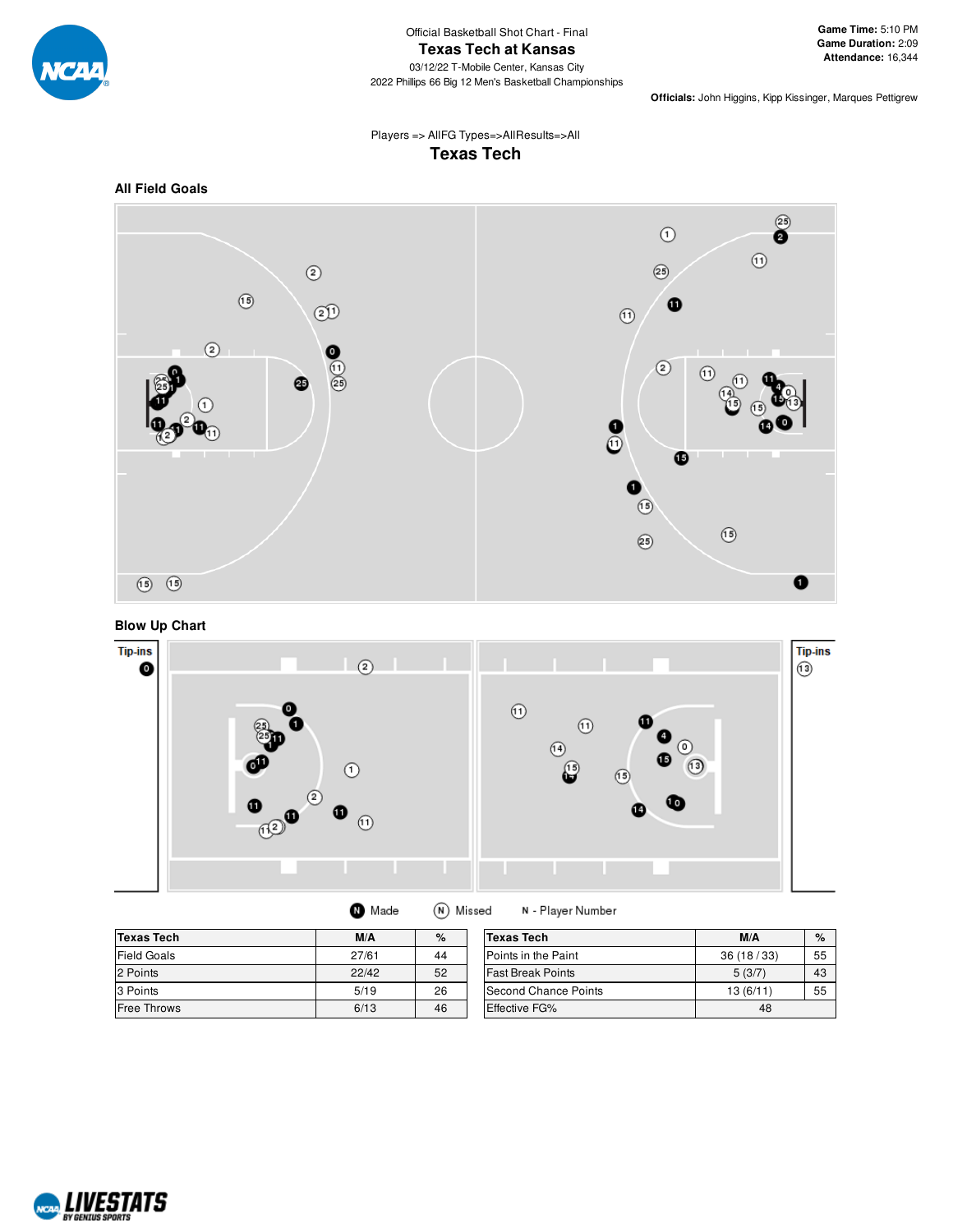Official Basketball Shot Chart - Final

# Texas Tech at Kansas

03/12/22 T-Mobile Center, Kansas City

2022 Phillips 66 Big 12 Men's Basketball Championships

**Game Time:** 5:10 PM
**Game Duration:** 2:09
**Attendance:** 16,344

**Officials:** John Higgins, Kipp Kissinger, Marques Pettigrew

Players => AllFG Types=>AllResults=>All

## Texas Tech

### All Field Goals

### Blow Up Chart

Tip-ins: 0 (Made)

Tip-ins: 13 (Missed)

Made | Missed | N - Player Number

| Texas Tech | M/A | % |
|---|---|---|
| Field Goals | 27/61 | 44 |
| 2 Points | 22/42 | 52 |
| 3 Points | 5/19 | 26 |
| Free Throws | 6/13 | 46 |

| Texas Tech | M/A | % |
|---|---|---|
| Points in the Paint | 36 (18 / 33) | 55 |
| Fast Break Points | 5 (3/7) | 43 |
| Second Chance Points | 13 (6/11) | 55 |
| Effective FG% | 48 | |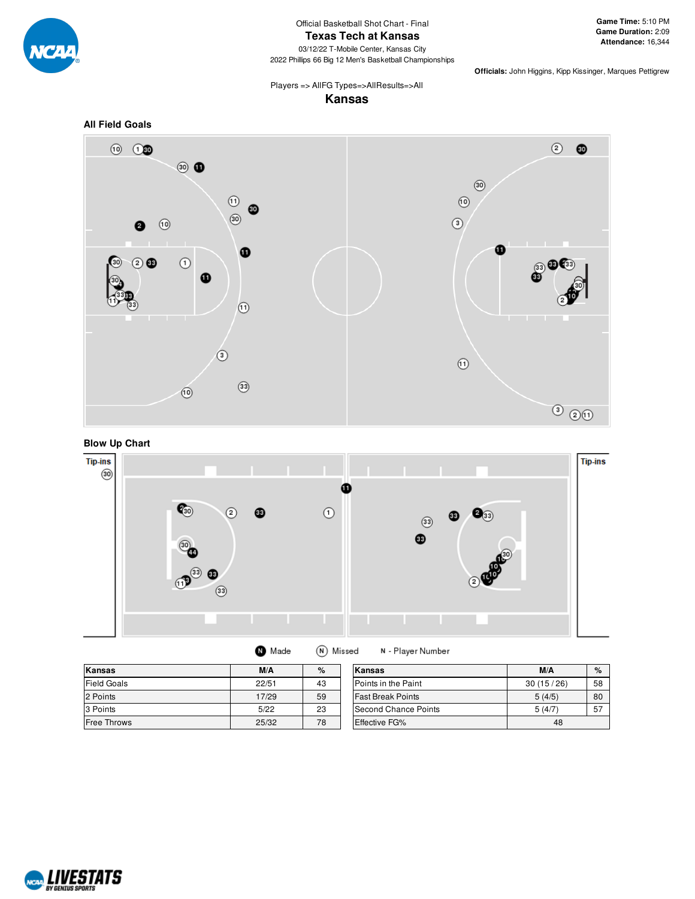Official Basketball Shot Chart - Final

# Texas Tech at Kansas

03/12/22 T-Mobile Center, Kansas City

2022 Phillips 66 Big 12 Men's Basketball Championships

**Game Time:** 5:10 PM
**Game Duration:** 2:09
**Attendance:** 16,344

**Officials:** John Higgins, Kipp Kissinger, Marques Pettigrew

Players => AllFG Types=>AllResults=>All

## Kansas

### All Field Goals

### Blow Up Chart

Tip-ins

Made | Missed | N - Player Number

| Kansas | M/A | % |
|---|---|---|
| Field Goals | 22/51 | 43 |
| 2 Points | 17/29 | 59 |
| 3 Points | 5/22 | 23 |
| Free Throws | 25/32 | 78 |

| Kansas | M/A | % |
|---|---|---|
| Points in the Paint | 30 (15 / 26) | 58 |
| Fast Break Points | 5 (4/5) | 80 |
| Second Chance Points | 5 (4/7) | 57 |
| Effective FG% | 48 | |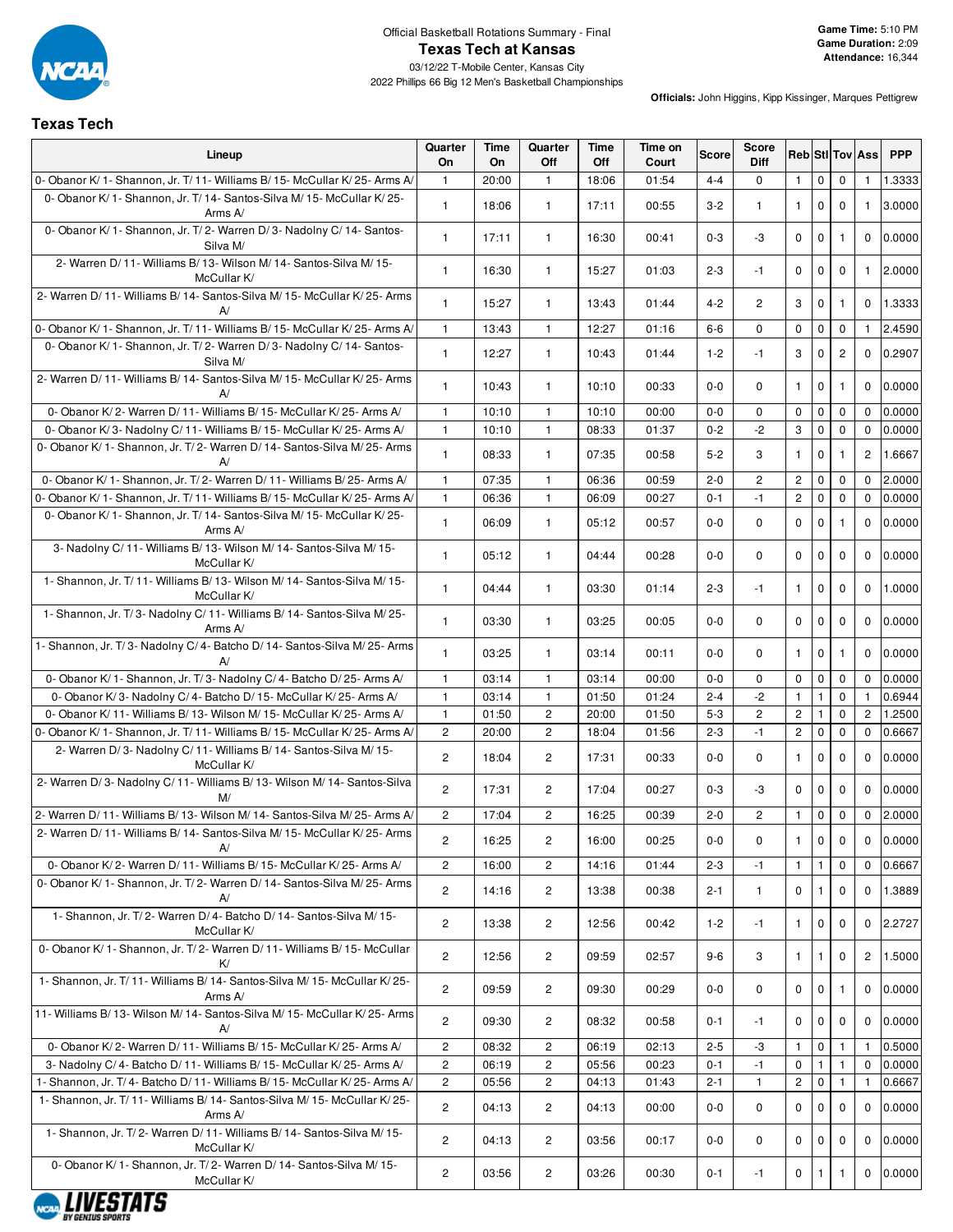Official Basketball Rotations Summary - Final

# Texas Tech at Kansas

03/12/22 T-Mobile Center, Kansas City

2022 Phillips 66 Big 12 Men's Basketball Championships

**Game Time:** 5:10 PM
**Game Duration:** 2:09
**Attendance:** 16,344

**Officials:** John Higgins, Kipp Kissinger, Marques Pettigrew

## Texas Tech

| Lineup | Quarter On | Time On | Quarter Off | Time Off | Time on Court | Score | Score Diff | Reb | Stl | Tov | Ass | PPP |
|---|---|---|---|---|---|---|---|---|---|---|---|---|
| 0- Obanor K/ 1- Shannon, Jr. T/ 11- Williams B/ 15- McCullar K/ 25- Arms A/ | 1 | 20:00 | 1 | 18:06 | 01:54 | 4-4 | 0 | 1 | 0 | 0 | 1 | 1.3333 |
| 0- Obanor K/ 1- Shannon, Jr. T/ 14- Santos-Silva M/ 15- McCullar K/ 25- Arms A/ | 1 | 18:06 | 1 | 17:11 | 00:55 | 3-2 | 1 | 1 | 0 | 0 | 1 | 3.0000 |
| 0- Obanor K/ 1- Shannon, Jr. T/ 2- Warren D/ 3- Nadolny C/ 14- Santos-Silva M/ | 1 | 17:11 | 1 | 16:30 | 00:41 | 0-3 | -3 | 0 | 0 | 1 | 0 | 0.0000 |
| 2- Warren D/ 11- Williams B/ 13- Wilson M/ 14- Santos-Silva M/ 15- McCullar K/ | 1 | 16:30 | 1 | 15:27 | 01:03 | 2-3 | -1 | 0 | 0 | 0 | 1 | 2.0000 |
| 2- Warren D/ 11- Williams B/ 14- Santos-Silva M/ 15- McCullar K/ 25- Arms A/ | 1 | 15:27 | 1 | 13:43 | 01:44 | 4-2 | 2 | 3 | 0 | 1 | 0 | 1.3333 |
| 0- Obanor K/ 1- Shannon, Jr. T/ 11- Williams B/ 15- McCullar K/ 25- Arms A/ | 1 | 13:43 | 1 | 12:27 | 01:16 | 6-6 | 0 | 0 | 0 | 0 | 1 | 2.4590 |
| 0- Obanor K/ 1- Shannon, Jr. T/ 2- Warren D/ 3- Nadolny C/ 14- Santos-Silva M/ | 1 | 12:27 | 1 | 10:43 | 01:44 | 1-2 | -1 | 3 | 0 | 2 | 0 | 0.2907 |
| 2- Warren D/ 11- Williams B/ 14- Santos-Silva M/ 15- McCullar K/ 25- Arms A/ | 1 | 10:43 | 1 | 10:10 | 00:33 | 0-0 | 0 | 1 | 0 | 1 | 0 | 0.0000 |
| 0- Obanor K/ 2- Warren D/ 11- Williams B/ 15- McCullar K/ 25- Arms A/ | 1 | 10:10 | 1 | 10:10 | 00:00 | 0-0 | 0 | 0 | 0 | 0 | 0 | 0.0000 |
| 0- Obanor K/ 3- Nadolny C/ 11- Williams B/ 15- McCullar K/ 25- Arms A/ | 1 | 10:10 | 1 | 08:33 | 01:37 | 0-2 | -2 | 3 | 0 | 0 | 0 | 0.0000 |
| 0- Obanor K/ 1- Shannon, Jr. T/ 2- Warren D/ 14- Santos-Silva M/ 25- Arms A/ | 1 | 08:33 | 1 | 07:35 | 00:58 | 5-2 | 3 | 1 | 0 | 1 | 2 | 1.6667 |
| 0- Obanor K/ 1- Shannon, Jr. T/ 2- Warren D/ 11- Williams B/ 25- Arms A/ | 1 | 07:35 | 1 | 06:36 | 00:59 | 2-0 | 2 | 2 | 0 | 0 | 0 | 2.0000 |
| 0- Obanor K/ 1- Shannon, Jr. T/ 11- Williams B/ 15- McCullar K/ 25- Arms A/ | 1 | 06:36 | 1 | 06:09 | 00:27 | 0-1 | -1 | 2 | 0 | 0 | 0 | 0.0000 |
| 0- Obanor K/ 1- Shannon, Jr. T/ 14- Santos-Silva M/ 15- McCullar K/ 25- Arms A/ | 1 | 06:09 | 1 | 05:12 | 00:57 | 0-0 | 0 | 0 | 0 | 1 | 0 | 0.0000 |
| 3- Nadolny C/ 11- Williams B/ 13- Wilson M/ 14- Santos-Silva M/ 15- McCullar K/ | 1 | 05:12 | 1 | 04:44 | 00:28 | 0-0 | 0 | 0 | 0 | 0 | 0 | 0.0000 |
| 1- Shannon, Jr. T/ 11- Williams B/ 13- Wilson M/ 14- Santos-Silva M/ 15- McCullar K/ | 1 | 04:44 | 1 | 03:30 | 01:14 | 2-3 | -1 | 1 | 0 | 0 | 0 | 1.0000 |
| 1- Shannon, Jr. T/ 3- Nadolny C/ 11- Williams B/ 14- Santos-Silva M/ 25- Arms A/ | 1 | 03:30 | 1 | 03:25 | 00:05 | 0-0 | 0 | 0 | 0 | 0 | 0 | 0.0000 |
| 1- Shannon, Jr. T/ 3- Nadolny C/ 4- Batcho D/ 14- Santos-Silva M/ 25- Arms A/ | 1 | 03:25 | 1 | 03:14 | 00:11 | 0-0 | 0 | 1 | 0 | 1 | 0 | 0.0000 |
| 0- Obanor K/ 1- Shannon, Jr. T/ 3- Nadolny C/ 4- Batcho D/ 25- Arms A/ | 1 | 03:14 | 1 | 03:14 | 00:00 | 0-0 | 0 | 0 | 0 | 0 | 0 | 0.0000 |
| 0- Obanor K/ 3- Nadolny C/ 4- Batcho D/ 15- McCullar K/ 25- Arms A/ | 1 | 03:14 | 1 | 01:50 | 01:24 | 2-4 | -2 | 1 | 1 | 0 | 1 | 0.6944 |
| 0- Obanor K/ 11- Williams B/ 13- Wilson M/ 15- McCullar K/ 25- Arms A/ | 1 | 01:50 | 2 | 20:00 | 01:50 | 5-3 | 2 | 2 | 1 | 0 | 2 | 1.2500 |
| 0- Obanor K/ 1- Shannon, Jr. T/ 11- Williams B/ 15- McCullar K/ 25- Arms A/ | 2 | 20:00 | 2 | 18:04 | 01:56 | 2-3 | -1 | 2 | 0 | 0 | 0 | 0.6667 |
| 2- Warren D/ 3- Nadolny C/ 11- Williams B/ 14- Santos-Silva M/ 15- McCullar K/ | 2 | 18:04 | 2 | 17:31 | 00:33 | 0-0 | 0 | 1 | 0 | 0 | 0 | 0.0000 |
| 2- Warren D/ 3- Nadolny C/ 11- Williams B/ 13- Wilson M/ 14- Santos-Silva M/ | 2 | 17:31 | 2 | 17:04 | 00:27 | 0-3 | -3 | 0 | 0 | 0 | 0 | 0.0000 |
| 2- Warren D/ 11- Williams B/ 13- Wilson M/ 14- Santos-Silva M/ 25- Arms A/ | 2 | 17:04 | 2 | 16:25 | 00:39 | 2-0 | 2 | 1 | 0 | 0 | 0 | 2.0000 |
| 2- Warren D/ 11- Williams B/ 14- Santos-Silva M/ 15- McCullar K/ 25- Arms A/ | 2 | 16:25 | 2 | 16:00 | 00:25 | 0-0 | 0 | 1 | 0 | 0 | 0 | 0.0000 |
| 0- Obanor K/ 2- Warren D/ 11- Williams B/ 15- McCullar K/ 25- Arms A/ | 2 | 16:00 | 2 | 14:16 | 01:44 | 2-3 | -1 | 1 | 1 | 0 | 0 | 0.6667 |
| 0- Obanor K/ 1- Shannon, Jr. T/ 2- Warren D/ 14- Santos-Silva M/ 25- Arms A/ | 2 | 14:16 | 2 | 13:38 | 00:38 | 2-1 | 1 | 0 | 1 | 0 | 0 | 1.3889 |
| 1- Shannon, Jr. T/ 2- Warren D/ 4- Batcho D/ 14- Santos-Silva M/ 15- McCullar K/ | 2 | 13:38 | 2 | 12:56 | 00:42 | 1-2 | -1 | 1 | 0 | 0 | 0 | 2.2727 |
| 0- Obanor K/ 1- Shannon, Jr. T/ 2- Warren D/ 11- Williams B/ 15- McCullar K/ | 2 | 12:56 | 2 | 09:59 | 02:57 | 9-6 | 3 | 1 | 1 | 0 | 2 | 1.5000 |
| 1- Shannon, Jr. T/ 11- Williams B/ 14- Santos-Silva M/ 15- McCullar K/ 25- Arms A/ | 2 | 09:59 | 2 | 09:30 | 00:29 | 0-0 | 0 | 0 | 0 | 1 | 0 | 0.0000 |
| 11- Williams B/ 13- Wilson M/ 14- Santos-Silva M/ 15- McCullar K/ 25- Arms A/ | 2 | 09:30 | 2 | 08:32 | 00:58 | 0-1 | -1 | 0 | 0 | 0 | 0 | 0.0000 |
| 0- Obanor K/ 2- Warren D/ 11- Williams B/ 15- McCullar K/ 25- Arms A/ | 2 | 08:32 | 2 | 06:19 | 02:13 | 2-5 | -3 | 1 | 0 | 1 | 1 | 0.5000 |
| 3- Nadolny C/ 4- Batcho D/ 11- Williams B/ 15- McCullar K/ 25- Arms A/ | 2 | 06:19 | 2 | 05:56 | 00:23 | 0-1 | -1 | 0 | 1 | 1 | 0 | 0.0000 |
| 1- Shannon, Jr. T/ 4- Batcho D/ 11- Williams B/ 15- McCullar K/ 25- Arms A/ | 2 | 05:56 | 2 | 04:13 | 01:43 | 2-1 | 1 | 2 | 0 | 1 | 1 | 0.6667 |
| 1- Shannon, Jr. T/ 11- Williams B/ 14- Santos-Silva M/ 15- McCullar K/ 25- Arms A/ | 2 | 04:13 | 2 | 04:13 | 00:00 | 0-0 | 0 | 0 | 0 | 0 | 0 | 0.0000 |
| 1- Shannon, Jr. T/ 2- Warren D/ 11- Williams B/ 14- Santos-Silva M/ 15- McCullar K/ | 2 | 04:13 | 2 | 03:56 | 00:17 | 0-0 | 0 | 0 | 0 | 0 | 0 | 0.0000 |
| 0- Obanor K/ 1- Shannon, Jr. T/ 2- Warren D/ 14- Santos-Silva M/ 15- McCullar K/ | 2 | 03:56 | 2 | 03:26 | 00:30 | 0-1 | -1 | 0 | 1 | 1 | 0 | 0.0000 |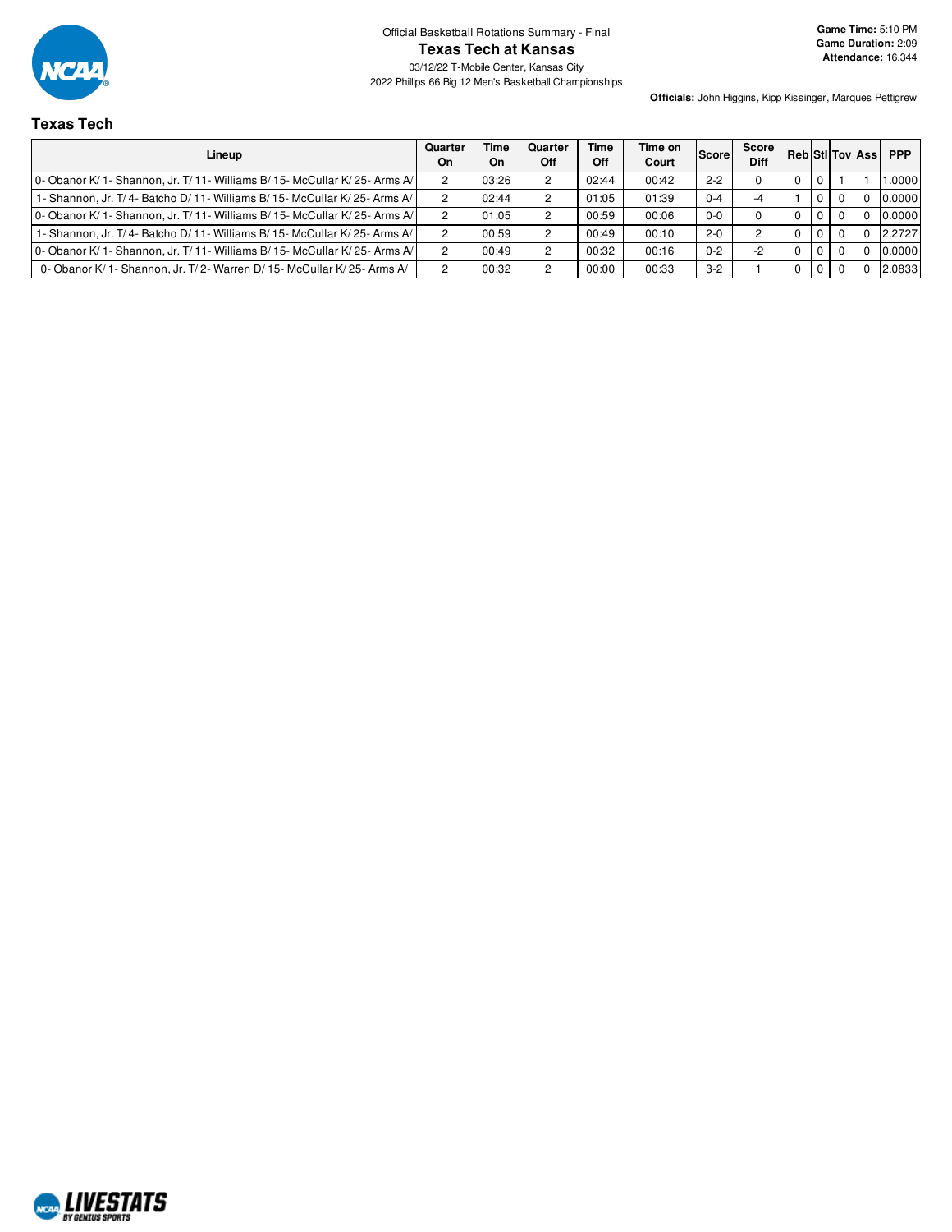Official Basketball Rotations Summary - Final

# Texas Tech at Kansas

03/12/22 T-Mobile Center, Kansas City

2022 Phillips 66 Big 12 Men's Basketball Championships

**Game Time:** 5:10 PM
**Game Duration:** 2:09
**Attendance:** 16,344

**Officials:** John Higgins, Kipp Kissinger, Marques Pettigrew

## Texas Tech

| Lineup | Quarter On | Time On | Quarter Off | Time Off | Time on Court | Score | Score Diff | Reb | Stl | Tov | Ass | PPP |
|---|---|---|---|---|---|---|---|---|---|---|---|---|
| 0- Obanor K/ 1- Shannon, Jr. T/ 11- Williams B/ 15- McCullar K/ 25- Arms A/ | 2 | 03:26 | 2 | 02:44 | 00:42 | 2-2 | 0 | 0 | 0 | 1 | 1 | 1.0000 |
| 1- Shannon, Jr. T/ 4- Batcho D/ 11- Williams B/ 15- McCullar K/ 25- Arms A/ | 2 | 02:44 | 2 | 01:05 | 01:39 | 0-4 | -4 | 1 | 0 | 0 | 0 | 0.0000 |
| 0- Obanor K/ 1- Shannon, Jr. T/ 11- Williams B/ 15- McCullar K/ 25- Arms A/ | 2 | 01:05 | 2 | 00:59 | 00:06 | 0-0 | 0 | 0 | 0 | 0 | 0 | 0.0000 |
| 1- Shannon, Jr. T/ 4- Batcho D/ 11- Williams B/ 15- McCullar K/ 25- Arms A/ | 2 | 00:59 | 2 | 00:49 | 00:10 | 2-0 | 2 | 0 | 0 | 0 | 0 | 2.2727 |
| 0- Obanor K/ 1- Shannon, Jr. T/ 11- Williams B/ 15- McCullar K/ 25- Arms A/ | 2 | 00:49 | 2 | 00:32 | 00:16 | 0-2 | -2 | 0 | 0 | 0 | 0 | 0.0000 |
| 0- Obanor K/ 1- Shannon, Jr. T/ 2- Warren D/ 15- McCullar K/ 25- Arms A/ | 2 | 00:32 | 2 | 00:00 | 00:33 | 3-2 | 1 | 0 | 0 | 0 | 0 | 2.0833 |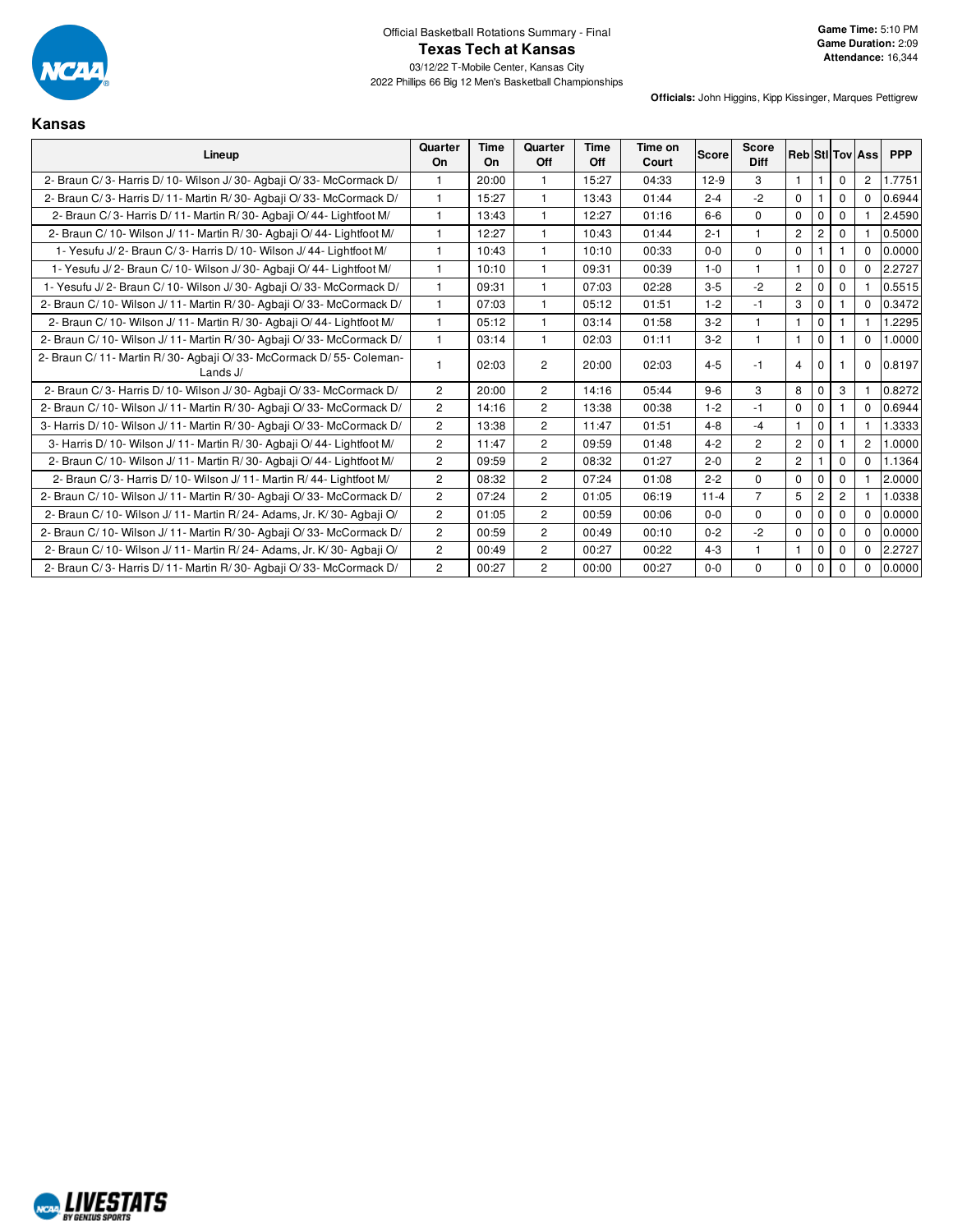Official Basketball Rotations Summary - Final

# Texas Tech at Kansas

03/12/22 T-Mobile Center, Kansas City

2022 Phillips 66 Big 12 Men's Basketball Championships

**Game Time:** 5:10 PM
**Game Duration:** 2:09
**Attendance:** 16,344

**Officials:** John Higgins, Kipp Kissinger, Marques Pettigrew

## Kansas

| Lineup | Quarter On | Time On | Quarter Off | Time Off | Time on Court | Score | Score Diff | Reb | Stl | Tov | Ass | PPP |
|---|---|---|---|---|---|---|---|---|---|---|---|---|
| 2- Braun C/ 3- Harris D/ 10- Wilson J/ 30- Agbaji O/ 33- McCormack D/ | 1 | 20:00 | 1 | 15:27 | 04:33 | 12-9 | 3 | 1 | 1 | 0 | 2 | 1.7751 |
| 2- Braun C/ 3- Harris D/ 11- Martin R/ 30- Agbaji O/ 33- McCormack D/ | 1 | 15:27 | 1 | 13:43 | 01:44 | 2-4 | -2 | 0 | 1 | 0 | 0 | 0.6944 |
| 2- Braun C/ 3- Harris D/ 11- Martin R/ 30- Agbaji O/ 44- Lightfoot M/ | 1 | 13:43 | 1 | 12:27 | 01:16 | 6-6 | 0 | 0 | 0 | 0 | 1 | 2.4590 |
| 2- Braun C/ 10- Wilson J/ 11- Martin R/ 30- Agbaji O/ 44- Lightfoot M/ | 1 | 12:27 | 1 | 10:43 | 01:44 | 2-1 | 1 | 2 | 2 | 0 | 1 | 0.5000 |
| 1- Yesufu J/ 2- Braun C/ 3- Harris D/ 10- Wilson J/ 44- Lightfoot M/ | 1 | 10:43 | 1 | 10:10 | 00:33 | 0-0 | 0 | 0 | 1 | 1 | 0 | 0.0000 |
| 1- Yesufu J/ 2- Braun C/ 10- Wilson J/ 30- Agbaji O/ 44- Lightfoot M/ | 1 | 10:10 | 1 | 09:31 | 00:39 | 1-0 | 1 | 1 | 0 | 0 | 0 | 2.2727 |
| 1- Yesufu J/ 2- Braun C/ 10- Wilson J/ 30- Agbaji O/ 33- McCormack D/ | 1 | 09:31 | 1 | 07:03 | 02:28 | 3-5 | -2 | 2 | 0 | 0 | 1 | 0.5515 |
| 2- Braun C/ 10- Wilson J/ 11- Martin R/ 30- Agbaji O/ 33- McCormack D/ | 1 | 07:03 | 1 | 05:12 | 01:51 | 1-2 | -1 | 3 | 0 | 1 | 0 | 0.3472 |
| 2- Braun C/ 10- Wilson J/ 11- Martin R/ 30- Agbaji O/ 44- Lightfoot M/ | 1 | 05:12 | 1 | 03:14 | 01:58 | 3-2 | 1 | 1 | 0 | 1 | 1 | 1.2295 |
| 2- Braun C/ 10- Wilson J/ 11- Martin R/ 30- Agbaji O/ 33- McCormack D/ | 1 | 03:14 | 1 | 02:03 | 01:11 | 3-2 | 1 | 1 | 0 | 1 | 0 | 1.0000 |
| 2- Braun C/ 11- Martin R/ 30- Agbaji O/ 33- McCormack D/ 55- Coleman-Lands J/ | 1 | 02:03 | 2 | 20:00 | 02:03 | 4-5 | -1 | 4 | 0 | 1 | 0 | 0.8197 |
| 2- Braun C/ 3- Harris D/ 10- Wilson J/ 30- Agbaji O/ 33- McCormack D/ | 2 | 20:00 | 2 | 14:16 | 05:44 | 9-6 | 3 | 8 | 0 | 3 | 1 | 0.8272 |
| 2- Braun C/ 10- Wilson J/ 11- Martin R/ 30- Agbaji O/ 33- McCormack D/ | 2 | 14:16 | 2 | 13:38 | 00:38 | 1-2 | -1 | 0 | 0 | 1 | 0 | 0.6944 |
| 3- Harris D/ 10- Wilson J/ 11- Martin R/ 30- Agbaji O/ 33- McCormack D/ | 2 | 13:38 | 2 | 11:47 | 01:51 | 4-8 | -4 | 1 | 0 | 1 | 1 | 1.3333 |
| 3- Harris D/ 10- Wilson J/ 11- Martin R/ 30- Agbaji O/ 44- Lightfoot M/ | 2 | 11:47 | 2 | 09:59 | 01:48 | 4-2 | 2 | 2 | 0 | 1 | 2 | 1.0000 |
| 2- Braun C/ 10- Wilson J/ 11- Martin R/ 30- Agbaji O/ 44- Lightfoot M/ | 2 | 09:59 | 2 | 08:32 | 01:27 | 2-0 | 2 | 2 | 1 | 0 | 0 | 1.1364 |
| 2- Braun C/ 3- Harris D/ 10- Wilson J/ 11- Martin R/ 44- Lightfoot M/ | 2 | 08:32 | 2 | 07:24 | 01:08 | 2-2 | 0 | 0 | 0 | 0 | 1 | 2.0000 |
| 2- Braun C/ 10- Wilson J/ 11- Martin R/ 30- Agbaji O/ 33- McCormack D/ | 2 | 07:24 | 2 | 01:05 | 06:19 | 11-4 | 7 | 5 | 2 | 2 | 1 | 1.0338 |
| 2- Braun C/ 10- Wilson J/ 11- Martin R/ 24- Adams, Jr. K/ 30- Agbaji O/ | 2 | 01:05 | 2 | 00:59 | 00:06 | 0-0 | 0 | 0 | 0 | 0 | 0 | 0.0000 |
| 2- Braun C/ 10- Wilson J/ 11- Martin R/ 30- Agbaji O/ 33- McCormack D/ | 2 | 00:59 | 2 | 00:49 | 00:10 | 0-2 | -2 | 0 | 0 | 0 | 0 | 0.0000 |
| 2- Braun C/ 10- Wilson J/ 11- Martin R/ 24- Adams, Jr. K/ 30- Agbaji O/ | 2 | 00:49 | 2 | 00:27 | 00:22 | 4-3 | 1 | 1 | 0 | 0 | 0 | 2.2727 |
| 2- Braun C/ 3- Harris D/ 11- Martin R/ 30- Agbaji O/ 33- McCormack D/ | 2 | 00:27 | 2 | 00:00 | 00:27 | 0-0 | 0 | 0 | 0 | 0 | 0 | 0.0000 |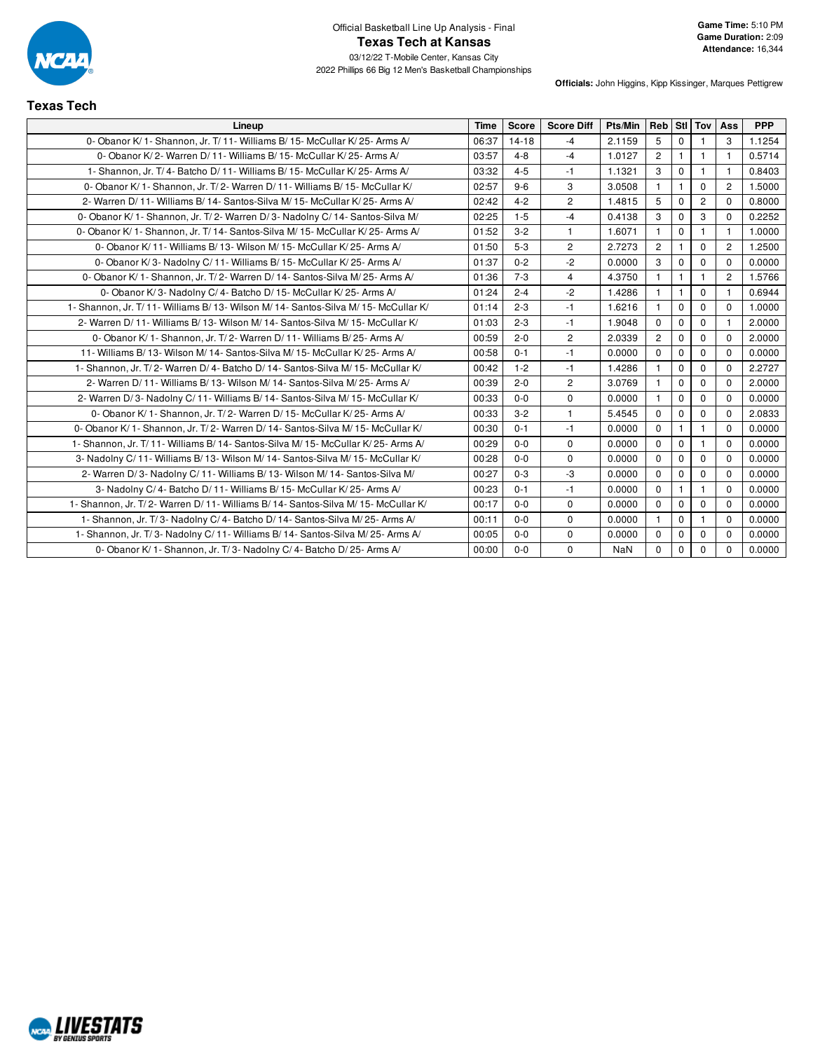Official Basketball Line Up Analysis - Final

# Texas Tech at Kansas

03/12/22 T-Mobile Center, Kansas City

2022 Phillips 66 Big 12 Men's Basketball Championships

**Game Time:** 5:10 PM
**Game Duration:** 2:09
**Attendance:** 16,344

**Officials:** John Higgins, Kipp Kissinger, Marques Pettigrew

## Texas Tech

| Lineup | Time | Score | Score Diff | Pts/Min | Reb | Stl | Tov | Ass | PPP |
|---|---|---|---|---|---|---|---|---|---|
| 0- Obanor K/ 1- Shannon, Jr. T/ 11- Williams B/ 15- McCullar K/ 25- Arms A/ | 06:37 | 14-18 | -4 | 2.1159 | 5 | 0 | 1 | 3 | 1.1254 |
| 0- Obanor K/ 2- Warren D/ 11- Williams B/ 15- McCullar K/ 25- Arms A/ | 03:57 | 4-8 | -4 | 1.0127 | 2 | 1 | 1 | 1 | 0.5714 |
| 1- Shannon, Jr. T/ 4- Batcho D/ 11- Williams B/ 15- McCullar K/ 25- Arms A/ | 03:32 | 4-5 | -1 | 1.1321 | 3 | 0 | 1 | 1 | 0.8403 |
| 0- Obanor K/ 1- Shannon, Jr. T/ 2- Warren D/ 11- Williams B/ 15- McCullar K/ | 02:57 | 9-6 | 3 | 3.0508 | 1 | 1 | 0 | 2 | 1.5000 |
| 2- Warren D/ 11- Williams B/ 14- Santos-Silva M/ 15- McCullar K/ 25- Arms A/ | 02:42 | 4-2 | 2 | 1.4815 | 5 | 0 | 2 | 0 | 0.8000 |
| 0- Obanor K/ 1- Shannon, Jr. T/ 2- Warren D/ 3- Nadolny C/ 14- Santos-Silva M/ | 02:25 | 1-5 | -4 | 0.4138 | 3 | 0 | 3 | 0 | 0.2252 |
| 0- Obanor K/ 1- Shannon, Jr. T/ 14- Santos-Silva M/ 15- McCullar K/ 25- Arms A/ | 01:52 | 3-2 | 1 | 1.6071 | 1 | 0 | 1 | 1 | 1.0000 |
| 0- Obanor K/ 11- Williams B/ 13- Wilson M/ 15- McCullar K/ 25- Arms A/ | 01:50 | 5-3 | 2 | 2.7273 | 2 | 1 | 0 | 2 | 1.2500 |
| 0- Obanor K/ 3- Nadolny C/ 11- Williams B/ 15- McCullar K/ 25- Arms A/ | 01:37 | 0-2 | -2 | 0.0000 | 3 | 0 | 0 | 0 | 0.0000 |
| 0- Obanor K/ 1- Shannon, Jr. T/ 2- Warren D/ 14- Santos-Silva M/ 25- Arms A/ | 01:36 | 7-3 | 4 | 4.3750 | 1 | 1 | 1 | 2 | 1.5766 |
| 0- Obanor K/ 3- Nadolny C/ 4- Batcho D/ 15- McCullar K/ 25- Arms A/ | 01:24 | 2-4 | -2 | 1.4286 | 1 | 1 | 0 | 1 | 0.6944 |
| 1- Shannon, Jr. T/ 11- Williams B/ 13- Wilson M/ 14- Santos-Silva M/ 15- McCullar K/ | 01:14 | 2-3 | -1 | 1.6216 | 1 | 0 | 0 | 0 | 1.0000 |
| 2- Warren D/ 11- Williams B/ 13- Wilson M/ 14- Santos-Silva M/ 15- McCullar K/ | 01:03 | 2-3 | -1 | 1.9048 | 0 | 0 | 0 | 1 | 2.0000 |
| 0- Obanor K/ 1- Shannon, Jr. T/ 2- Warren D/ 11- Williams B/ 25- Arms A/ | 00:59 | 2-0 | 2 | 2.0339 | 2 | 0 | 0 | 0 | 2.0000 |
| 11- Williams B/ 13- Wilson M/ 14- Santos-Silva M/ 15- McCullar K/ 25- Arms A/ | 00:58 | 0-1 | -1 | 0.0000 | 0 | 0 | 0 | 0 | 0.0000 |
| 1- Shannon, Jr. T/ 2- Warren D/ 4- Batcho D/ 14- Santos-Silva M/ 15- McCullar K/ | 00:42 | 1-2 | -1 | 1.4286 | 1 | 0 | 0 | 0 | 2.2727 |
| 2- Warren D/ 11- Williams B/ 13- Wilson M/ 14- Santos-Silva M/ 25- Arms A/ | 00:39 | 2-0 | 2 | 3.0769 | 1 | 0 | 0 | 0 | 2.0000 |
| 2- Warren D/ 3- Nadolny C/ 11- Williams B/ 14- Santos-Silva M/ 15- McCullar K/ | 00:33 | 0-0 | 0 | 0.0000 | 1 | 0 | 0 | 0 | 0.0000 |
| 0- Obanor K/ 1- Shannon, Jr. T/ 2- Warren D/ 15- McCullar K/ 25- Arms A/ | 00:33 | 3-2 | 1 | 5.4545 | 0 | 0 | 0 | 0 | 2.0833 |
| 0- Obanor K/ 1- Shannon, Jr. T/ 2- Warren D/ 14- Santos-Silva M/ 15- McCullar K/ | 00:30 | 0-1 | -1 | 0.0000 | 0 | 1 | 1 | 0 | 0.0000 |
| 1- Shannon, Jr. T/ 11- Williams B/ 14- Santos-Silva M/ 15- McCullar K/ 25- Arms A/ | 00:29 | 0-0 | 0 | 0.0000 | 0 | 0 | 1 | 0 | 0.0000 |
| 3- Nadolny C/ 11- Williams B/ 13- Wilson M/ 14- Santos-Silva M/ 15- McCullar K/ | 00:28 | 0-0 | 0 | 0.0000 | 0 | 0 | 0 | 0 | 0.0000 |
| 2- Warren D/ 3- Nadolny C/ 11- Williams B/ 13- Wilson M/ 14- Santos-Silva M/ | 00:27 | 0-3 | -3 | 0.0000 | 0 | 0 | 0 | 0 | 0.0000 |
| 3- Nadolny C/ 4- Batcho D/ 11- Williams B/ 15- McCullar K/ 25- Arms A/ | 00:23 | 0-1 | -1 | 0.0000 | 0 | 1 | 1 | 0 | 0.0000 |
| 1- Shannon, Jr. T/ 2- Warren D/ 11- Williams B/ 14- Santos-Silva M/ 15- McCullar K/ | 00:17 | 0-0 | 0 | 0.0000 | 0 | 0 | 0 | 0 | 0.0000 |
| 1- Shannon, Jr. T/ 3- Nadolny C/ 4- Batcho D/ 14- Santos-Silva M/ 25- Arms A/ | 00:11 | 0-0 | 0 | 0.0000 | 1 | 0 | 1 | 0 | 0.0000 |
| 1- Shannon, Jr. T/ 3- Nadolny C/ 11- Williams B/ 14- Santos-Silva M/ 25- Arms A/ | 00:05 | 0-0 | 0 | 0.0000 | 0 | 0 | 0 | 0 | 0.0000 |
| 0- Obanor K/ 1- Shannon, Jr. T/ 3- Nadolny C/ 4- Batcho D/ 25- Arms A/ | 00:00 | 0-0 | 0 | NaN | 0 | 0 | 0 | 0 | 0.0000 |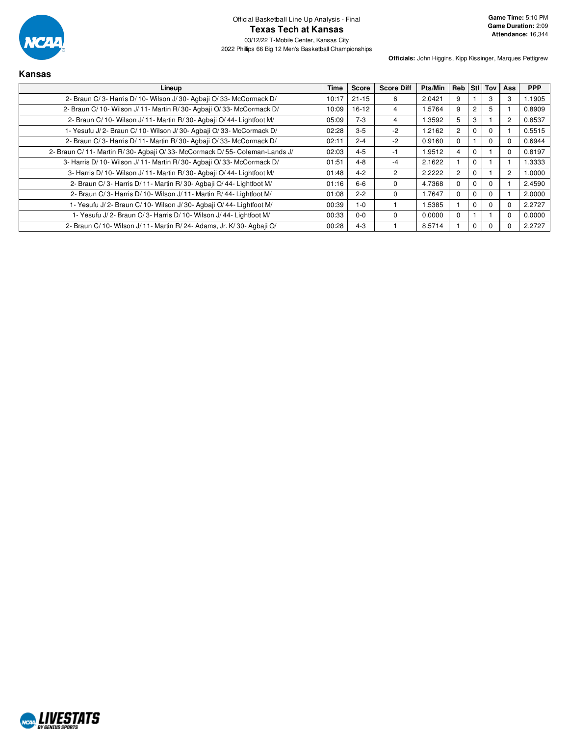Official Basketball Line Up Analysis - Final

# Texas Tech at Kansas

03/12/22 T-Mobile Center, Kansas City

2022 Phillips 66 Big 12 Men's Basketball Championships

**Game Time:** 5:10 PM
**Game Duration:** 2:09
**Attendance:** 16,344

**Officials:** John Higgins, Kipp Kissinger, Marques Pettigrew

## Kansas

| Lineup | Time | Score | Score Diff | Pts/Min | Reb | Stl | Tov | Ass | PPP |
|---|---|---|---|---|---|---|---|---|---|
| 2- Braun C/ 3- Harris D/ 10- Wilson J/ 30- Agbaji O/ 33- McCormack D/ | 10:17 | 21-15 | 6 | 2.0421 | 9 | 1 | 3 | 3 | 1.1905 |
| 2- Braun C/ 10- Wilson J/ 11- Martin R/ 30- Agbaji O/ 33- McCormack D/ | 10:09 | 16-12 | 4 | 1.5764 | 9 | 2 | 5 | 1 | 0.8909 |
| 2- Braun C/ 10- Wilson J/ 11- Martin R/ 30- Agbaji O/ 44- Lightfoot M/ | 05:09 | 7-3 | 4 | 1.3592 | 5 | 3 | 1 | 2 | 0.8537 |
| 1- Yesufu J/ 2- Braun C/ 10- Wilson J/ 30- Agbaji O/ 33- McCormack D/ | 02:28 | 3-5 | -2 | 1.2162 | 2 | 0 | 0 | 1 | 0.5515 |
| 2- Braun C/ 3- Harris D/ 11- Martin R/ 30- Agbaji O/ 33- McCormack D/ | 02:11 | 2-4 | -2 | 0.9160 | 0 | 1 | 0 | 0 | 0.6944 |
| 2- Braun C/ 11- Martin R/ 30- Agbaji O/ 33- McCormack D/ 55- Coleman-Lands J/ | 02:03 | 4-5 | -1 | 1.9512 | 4 | 0 | 1 | 0 | 0.8197 |
| 3- Harris D/ 10- Wilson J/ 11- Martin R/ 30- Agbaji O/ 33- McCormack D/ | 01:51 | 4-8 | -4 | 2.1622 | 1 | 0 | 1 | 1 | 1.3333 |
| 3- Harris D/ 10- Wilson J/ 11- Martin R/ 30- Agbaji O/ 44- Lightfoot M/ | 01:48 | 4-2 | 2 | 2.2222 | 2 | 0 | 1 | 2 | 1.0000 |
| 2- Braun C/ 3- Harris D/ 11- Martin R/ 30- Agbaji O/ 44- Lightfoot M/ | 01:16 | 6-6 | 0 | 4.7368 | 0 | 0 | 0 | 1 | 2.4590 |
| 2- Braun C/ 3- Harris D/ 10- Wilson J/ 11- Martin R/ 44- Lightfoot M/ | 01:08 | 2-2 | 0 | 1.7647 | 0 | 0 | 0 | 1 | 2.0000 |
| 1- Yesufu J/ 2- Braun C/ 10- Wilson J/ 30- Agbaji O/ 44- Lightfoot M/ | 00:39 | 1-0 | 1 | 1.5385 | 1 | 0 | 0 | 0 | 2.2727 |
| 1- Yesufu J/ 2- Braun C/ 3- Harris D/ 10- Wilson J/ 44- Lightfoot M/ | 00:33 | 0-0 | 0 | 0.0000 | 0 | 1 | 1 | 0 | 0.0000 |
| 2- Braun C/ 10- Wilson J/ 11- Martin R/ 24- Adams, Jr. K/ 30- Agbaji O/ | 00:28 | 4-3 | 1 | 8.5714 | 1 | 0 | 0 | 0 | 2.2727 |